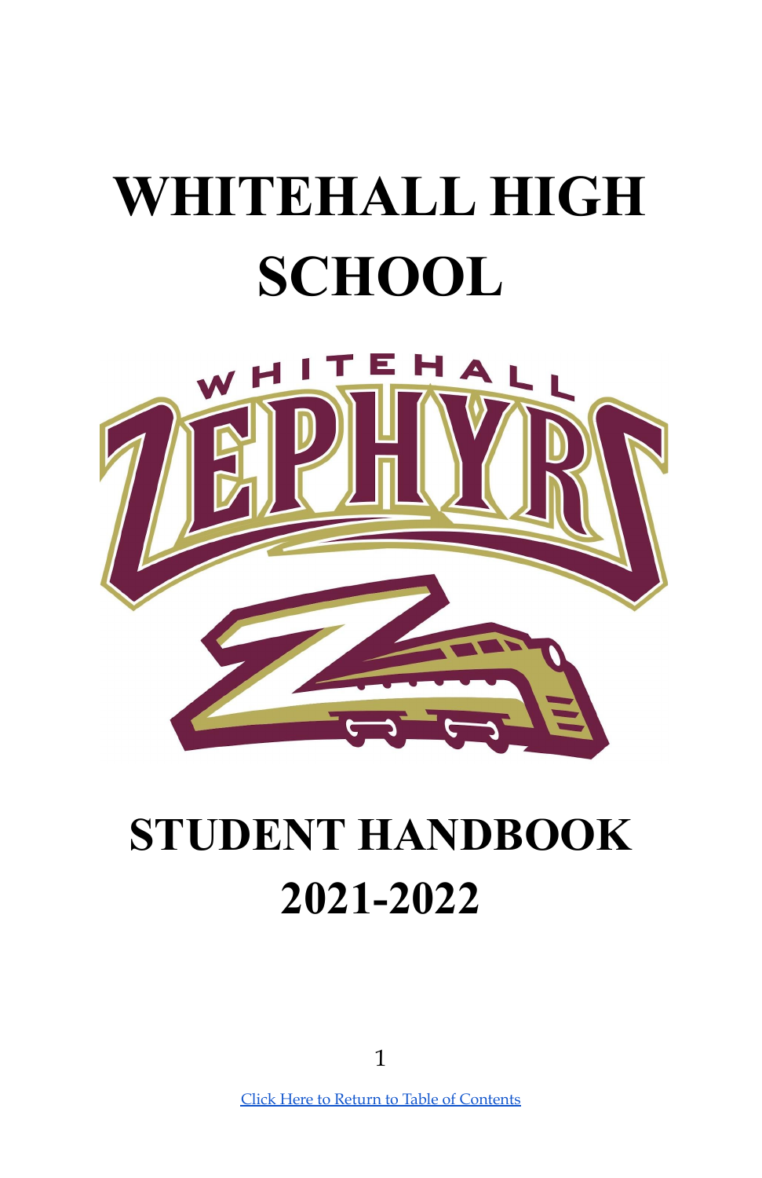# WHITEHALL HIGH SCHOOL

# STUDENT HANDBOOK 2021-2022

[Click Here to Return to Table of Contents]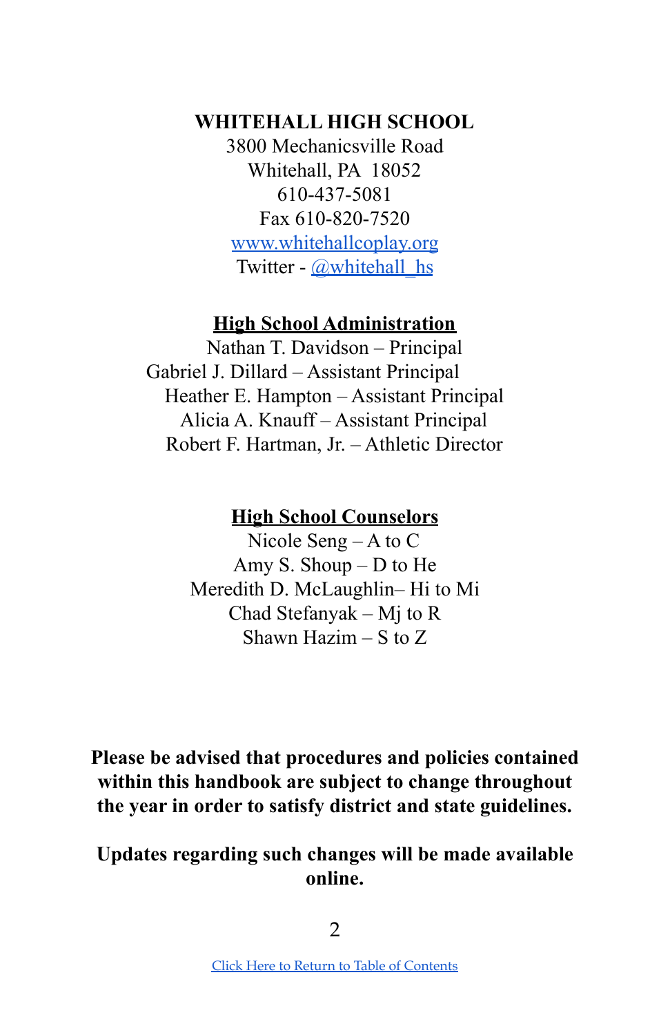**WHITEHALL HIGH SCHOOL**

3800 Mechanicsville Road
Whitehall, PA 18052
610-437-5081
Fax 610-820-7520
[www.whitehallcoplay.org](http://www.whitehallcoplay.org)
Twitter - [@whitehall_hs](https://twitter.com/whitehall_hs)

## High School Administration

Nathan T. Davidson – Principal
Gabriel J. Dillard – Assistant Principal
Heather E. Hampton – Assistant Principal
Alicia A. Knauff – Assistant Principal
Robert F. Hartman, Jr. – Athletic Director

## High School Counselors

Nicole Seng – A to C
Amy S. Shoup – D to He
Meredith D. McLaughlin– Hi to Mi
Chad Stefanyak – Mj to R
Shawn Hazim – S to Z

**Please be advised that procedures and policies contained within this handbook are subject to change throughout the year in order to satisfy district and state guidelines.**

**Updates regarding such changes will be made available online.**

Click Here to Return to Table of Contents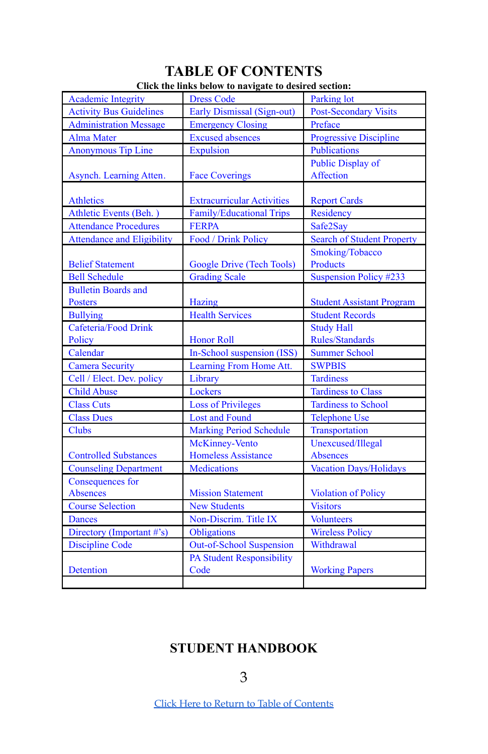# TABLE OF CONTENTS

**Click the links below to navigate to desired section:**

| | | |
|---|---|---|
| Academic Integrity | Dress Code | Parking lot |
| Activity Bus Guidelines | Early Dismissal (Sign-out) | Post-Secondary Visits |
| Administration Message | Emergency Closing | Preface |
| Alma Mater | Excused absences | Progressive Discipline |
| Anonymous Tip Line | Expulsion | Publications |
| Asynch. Learning Atten. | Face Coverings | Public Display of Affection |
| Athletics | Extracurricular Activities | Report Cards |
| Athletic Events (Beh. ) | Family/Educational Trips | Residency |
| Attendance Procedures | FERPA | Safe2Say |
| Attendance and Eligibility | Food / Drink Policy | Search of Student Property |
| Belief Statement | Google Drive (Tech Tools) | Smoking/Tobacco Products |
| Bell Schedule | Grading Scale | Suspension Policy #233 |
| Bulletin Boards and Posters | Hazing | Student Assistant Program |
| Bullying | Health Services | Student Records |
| Cafeteria/Food Drink Policy | Honor Roll | Study Hall Rules/Standards |
| Calendar | In-School suspension (ISS) | Summer School |
| Camera Security | Learning From Home Att. | SWPBIS |
| Cell / Elect. Dev. policy | Library | Tardiness |
| Child Abuse | Lockers | Tardiness to Class |
| Class Cuts | Loss of Privileges | Tardiness to School |
| Class Dues | Lost and Found | Telephone Use |
| Clubs | Marking Period Schedule | Transportation |
| Controlled Substances | McKinney-Vento Homeless Assistance | Unexcused/Illegal Absences |
| Counseling Department | Medications | Vacation Days/Holidays |
| Consequences for Absences | Mission Statement | Violation of Policy |
| Course Selection | New Students | Visitors |
| Dances | Non-Discrim. Title IX | Volunteers |
| Directory (Important #'s) | Obligations | Wireless Policy |
| Discipline Code | Out-of-School Suspension | Withdrawal |
| Detention | PA Student Responsibility Code | Working Papers |
| | | |

## STUDENT HANDBOOK

Click Here to Return to Table of Contents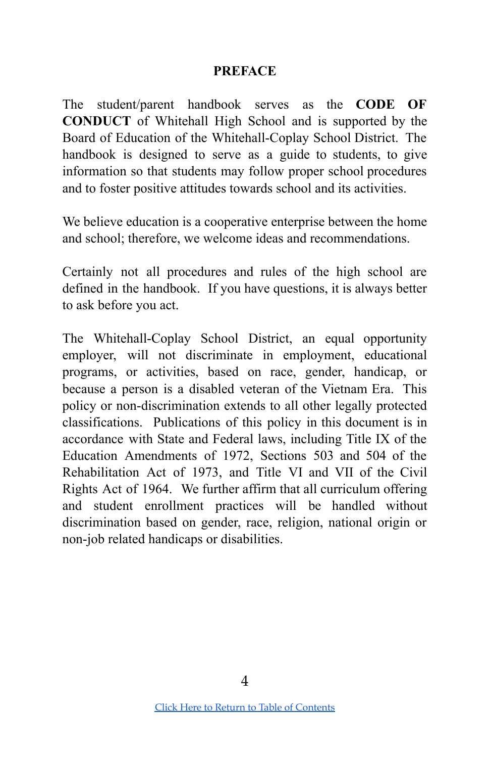# PREFACE

The student/parent handbook serves as the **CODE OF CONDUCT** of Whitehall High School and is supported by the Board of Education of the Whitehall-Coplay School District. The handbook is designed to serve as a guide to students, to give information so that students may follow proper school procedures and to foster positive attitudes towards school and its activities.

We believe education is a cooperative enterprise between the home and school; therefore, we welcome ideas and recommendations.

Certainly not all procedures and rules of the high school are defined in the handbook. If you have questions, it is always better to ask before you act.

The Whitehall-Coplay School District, an equal opportunity employer, will not discriminate in employment, educational programs, or activities, based on race, gender, handicap, or because a person is a disabled veteran of the Vietnam Era. This policy or non-discrimination extends to all other legally protected classifications. Publications of this policy in this document is in accordance with State and Federal laws, including Title IX of the Education Amendments of 1972, Sections 503 and 504 of the Rehabilitation Act of 1973, and Title VI and VII of the Civil Rights Act of 1964. We further affirm that all curriculum offering and student enrollment practices will be handled without discrimination based on gender, race, religion, national origin or non-job related handicaps or disabilities.

Click Here to Return to Table of Contents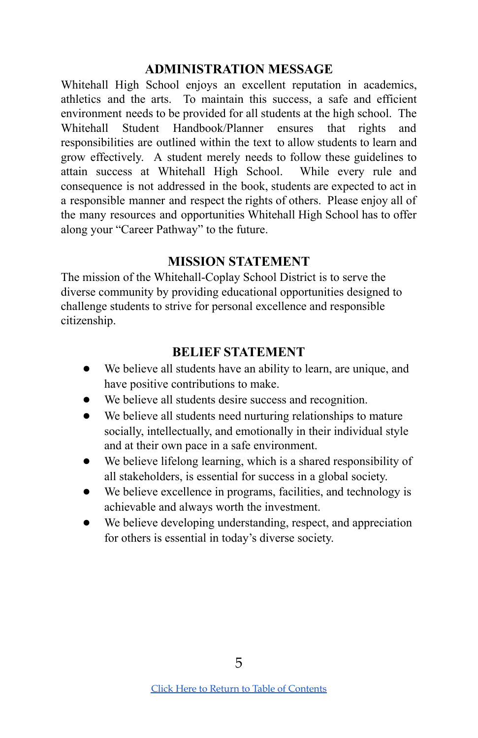## ADMINISTRATION MESSAGE

Whitehall High School enjoys an excellent reputation in academics, athletics and the arts. To maintain this success, a safe and efficient environment needs to be provided for all students at the high school. The Whitehall Student Handbook/Planner ensures that rights and responsibilities are outlined within the text to allow students to learn and grow effectively. A student merely needs to follow these guidelines to attain success at Whitehall High School. While every rule and consequence is not addressed in the book, students are expected to act in a responsible manner and respect the rights of others. Please enjoy all of the many resources and opportunities Whitehall High School has to offer along your "Career Pathway" to the future.

## MISSION STATEMENT

The mission of the Whitehall-Coplay School District is to serve the diverse community by providing educational opportunities designed to challenge students to strive for personal excellence and responsible citizenship.

## BELIEF STATEMENT

- We believe all students have an ability to learn, are unique, and have positive contributions to make.
- We believe all students desire success and recognition.
- We believe all students need nurturing relationships to mature socially, intellectually, and emotionally in their individual style and at their own pace in a safe environment.
- We believe lifelong learning, which is a shared responsibility of all stakeholders, is essential for success in a global society.
- We believe excellence in programs, facilities, and technology is achievable and always worth the investment.
- We believe developing understanding, respect, and appreciation for others is essential in today's diverse society.

Click Here to Return to Table of Contents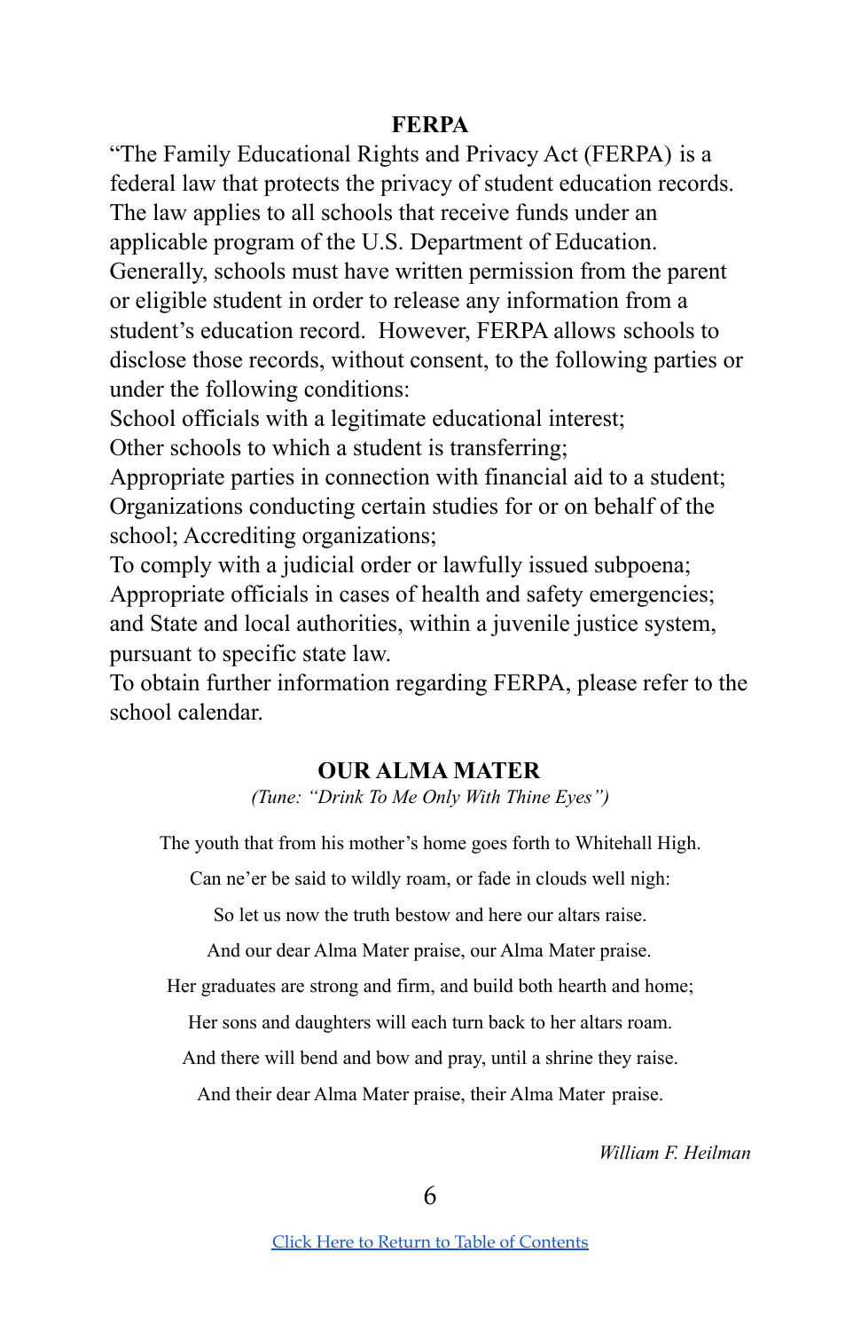## FERPA

"The Family Educational Rights and Privacy Act (FERPA) is a federal law that protects the privacy of student education records. The law applies to all schools that receive funds under an applicable program of the U.S. Department of Education. Generally, schools must have written permission from the parent or eligible student in order to release any information from a student's education record. However, FERPA allows schools to disclose those records, without consent, to the following parties or under the following conditions:

School officials with a legitimate educational interest;

Other schools to which a student is transferring;

Appropriate parties in connection with financial aid to a student;

Organizations conducting certain studies for or on behalf of the school; Accrediting organizations;

To comply with a judicial order or lawfully issued subpoena;

Appropriate officials in cases of health and safety emergencies; and State and local authorities, within a juvenile justice system, pursuant to specific state law.

To obtain further information regarding FERPA, please refer to the school calendar.

## OUR ALMA MATER

*(Tune: "Drink To Me Only With Thine Eyes")*

The youth that from his mother's home goes forth to Whitehall High.

Can ne'er be said to wildly roam, or fade in clouds well nigh:

So let us now the truth bestow and here our altars raise.

And our dear Alma Mater praise, our Alma Mater praise.

Her graduates are strong and firm, and build both hearth and home;

Her sons and daughters will each turn back to her altars roam.

And there will bend and bow and pray, until a shrine they raise.

And their dear Alma Mater praise, their Alma Mater praise.

*William F. Heilman*

[Click Here to Return to Table of Contents]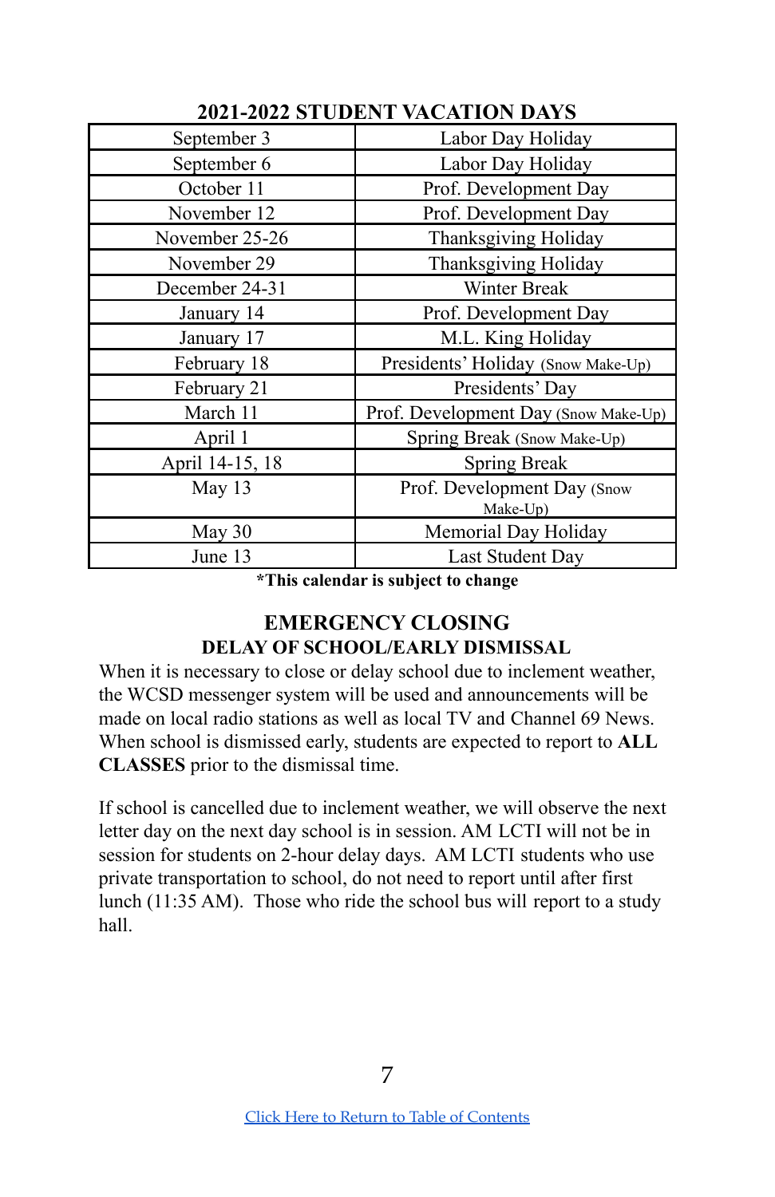## 2021-2022 STUDENT VACATION DAYS

| Date | Description |
|---|---|
| September 3 | Labor Day Holiday |
| September 6 | Labor Day Holiday |
| October 11 | Prof. Development Day |
| November 12 | Prof. Development Day |
| November 25-26 | Thanksgiving Holiday |
| November 29 | Thanksgiving Holiday |
| December 24-31 | Winter Break |
| January 14 | Prof. Development Day |
| January 17 | M.L. King Holiday |
| February 18 | Presidents' Holiday (Snow Make-Up) |
| February 21 | Presidents' Day |
| March 11 | Prof. Development Day (Snow Make-Up) |
| April 1 | Spring Break (Snow Make-Up) |
| April 14-15, 18 | Spring Break |
| May 13 | Prof. Development Day (Snow Make-Up) |
| May 30 | Memorial Day Holiday |
| June 13 | Last Student Day |

**\*This calendar is subject to change**

## EMERGENCY CLOSING
### DELAY OF SCHOOL/EARLY DISMISSAL

When it is necessary to close or delay school due to inclement weather, the WCSD messenger system will be used and announcements will be made on local radio stations as well as local TV and Channel 69 News. When school is dismissed early, students are expected to report to **ALL CLASSES** prior to the dismissal time.

If school is cancelled due to inclement weather, we will observe the next letter day on the next day school is in session. AM LCTI will not be in session for students on 2-hour delay days. AM LCTI students who use private transportation to school, do not need to report until after first lunch (11:35 AM). Those who ride the school bus will report to a study hall.

[Click Here to Return to Table of Contents]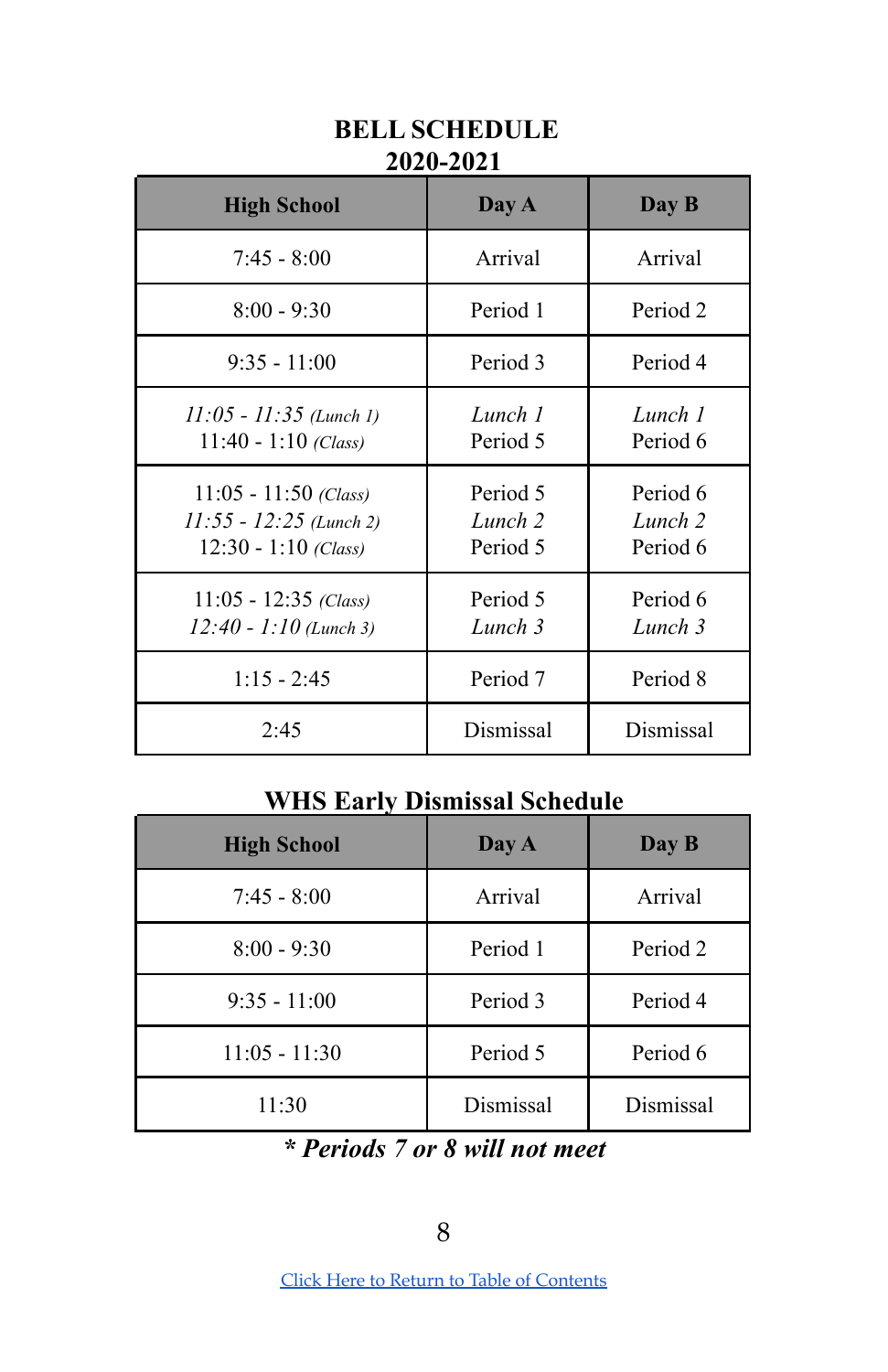# BELL SCHEDULE
## 2020-2021

| High School | Day A | Day B |
|---|---|---|
| 7:45 - 8:00 | Arrival | Arrival |
| 8:00 - 9:30 | Period 1 | Period 2 |
| 9:35 - 11:00 | Period 3 | Period 4 |
| *11:05 - 11:35 (Lunch 1)*<br>11:40 - 1:10 *(Class)* | *Lunch 1*<br>Period 5 | *Lunch 1*<br>Period 6 |
| 11:05 - 11:50 *(Class)*<br>*11:55 - 12:25 (Lunch 2)*<br>12:30 - 1:10 *(Class)* | Period 5<br>*Lunch 2*<br>Period 5 | Period 6<br>*Lunch 2*<br>Period 6 |
| 11:05 - 12:35 *(Class)*<br>*12:40 - 1:10 (Lunch 3)* | Period 5<br>*Lunch 3* | Period 6<br>*Lunch 3* |
| 1:15 - 2:45 | Period 7 | Period 8 |
| 2:45 | Dismissal | Dismissal |

## WHS Early Dismissal Schedule

| High School | Day A | Day B |
|---|---|---|
| 7:45 - 8:00 | Arrival | Arrival |
| 8:00 - 9:30 | Period 1 | Period 2 |
| 9:35 - 11:00 | Period 3 | Period 4 |
| 11:05 - 11:30 | Period 5 | Period 6 |
| 11:30 | Dismissal | Dismissal |

***\* Periods 7 or 8 will not meet***

[Click Here to Return to Table of Contents]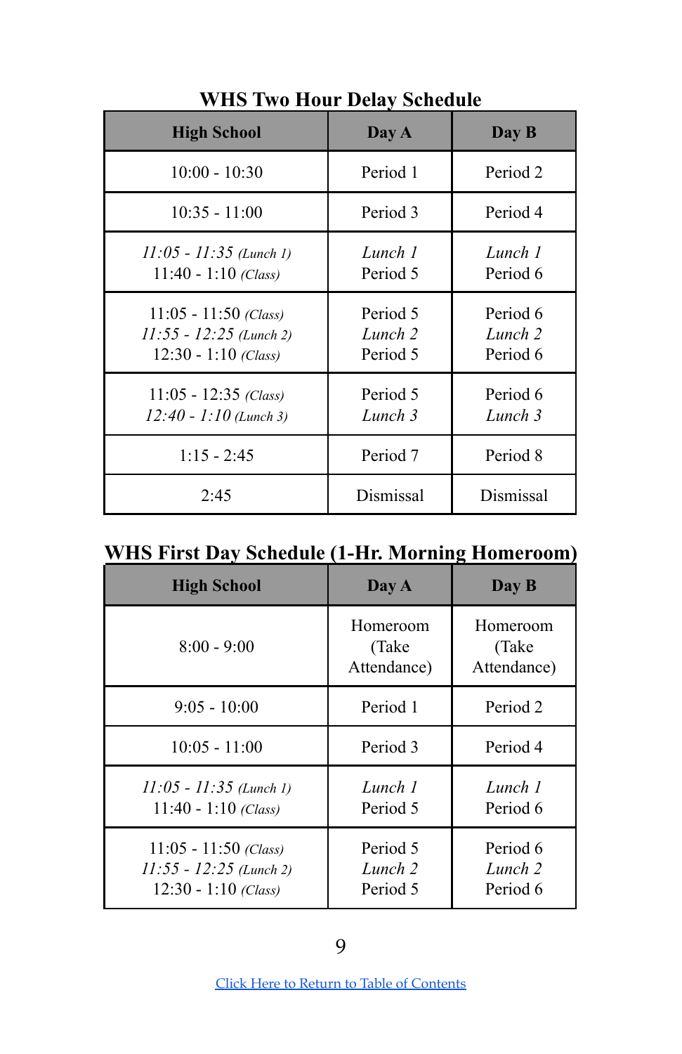## WHS Two Hour Delay Schedule

| High School | Day A | Day B |
|---|---|---|
| 10:00 - 10:30 | Period 1 | Period 2 |
| 10:35 - 11:00 | Period 3 | Period 4 |
| *11:05 - 11:35 (Lunch 1)*<br>11:40 - 1:10 *(Class)* | *Lunch 1*<br>Period 5 | *Lunch 1*<br>Period 6 |
| 11:05 - 11:50 *(Class)*<br>*11:55 - 12:25 (Lunch 2)*<br>12:30 - 1:10 *(Class)* | Period 5<br>*Lunch 2*<br>Period 5 | Period 6<br>*Lunch 2*<br>Period 6 |
| 11:05 - 12:35 *(Class)*<br>*12:40 - 1:10 (Lunch 3)* | Period 5<br>*Lunch 3* | Period 6<br>*Lunch 3* |
| 1:15 - 2:45 | Period 7 | Period 8 |
| 2:45 | Dismissal | Dismissal |

## WHS First Day Schedule (1-Hr. Morning Homeroom)

| High School | Day A | Day B |
|---|---|---|
| 8:00 - 9:00 | Homeroom (Take Attendance) | Homeroom (Take Attendance) |
| 9:05 - 10:00 | Period 1 | Period 2 |
| 10:05 - 11:00 | Period 3 | Period 4 |
| *11:05 - 11:35 (Lunch 1)*<br>11:40 - 1:10 *(Class)* | *Lunch 1*<br>Period 5 | *Lunch 1*<br>Period 6 |
| 11:05 - 11:50 *(Class)*<br>*11:55 - 12:25 (Lunch 2)*<br>12:30 - 1:10 *(Class)* | Period 5<br>*Lunch 2*<br>Period 5 | Period 6<br>*Lunch 2*<br>Period 6 |

[Click Here to Return to Table of Contents]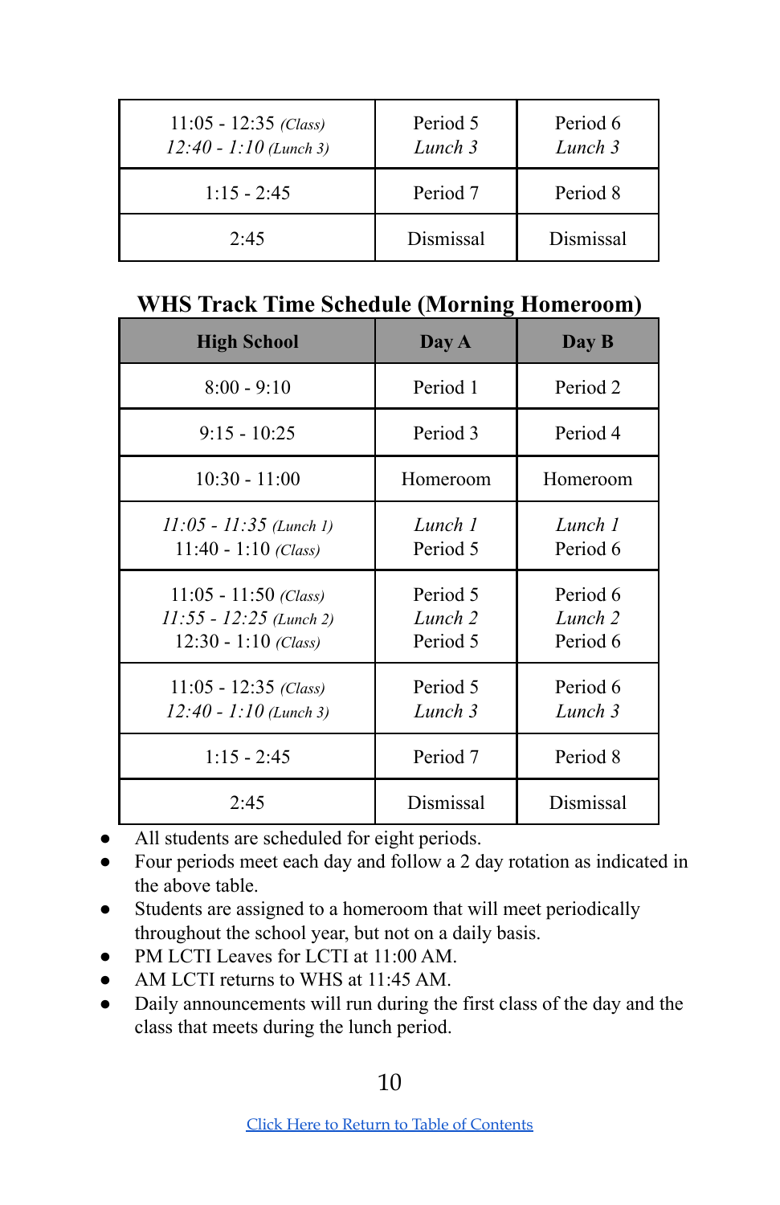| | | |
|---|---|---|
| 11:05 - 12:35 *(Class)*<br>*12:40 - 1:10 (Lunch 3)* | Period 5<br>*Lunch 3* | Period 6<br>*Lunch 3* |
| 1:15 - 2:45 | Period 7 | Period 8 |
| 2:45 | Dismissal | Dismissal |

### WHS Track Time Schedule (Morning Homeroom)

| High School | Day A | Day B |
|---|---|---|
| 8:00 - 9:10 | Period 1 | Period 2 |
| 9:15 - 10:25 | Period 3 | Period 4 |
| 10:30 - 11:00 | Homeroom | Homeroom |
| *11:05 - 11:35 (Lunch 1)*<br>11:40 - 1:10 *(Class)* | *Lunch 1*<br>Period 5 | *Lunch 1*<br>Period 6 |
| 11:05 - 11:50 *(Class)*<br>*11:55 - 12:25 (Lunch 2)*<br>12:30 - 1:10 *(Class)* | Period 5<br>*Lunch 2*<br>Period 5 | Period 6<br>*Lunch 2*<br>Period 6 |
| 11:05 - 12:35 *(Class)*<br>*12:40 - 1:10 (Lunch 3)* | Period 5<br>*Lunch 3* | Period 6<br>*Lunch 3* |
| 1:15 - 2:45 | Period 7 | Period 8 |
| 2:45 | Dismissal | Dismissal |

- All students are scheduled for eight periods.
- Four periods meet each day and follow a 2 day rotation as indicated in the above table.
- Students are assigned to a homeroom that will meet periodically throughout the school year, but not on a daily basis.
- PM LCTI Leaves for LCTI at 11:00 AM.
- AM LCTI returns to WHS at 11:45 AM.
- Daily announcements will run during the first class of the day and the class that meets during the lunch period.

Click Here to Return to Table of Contents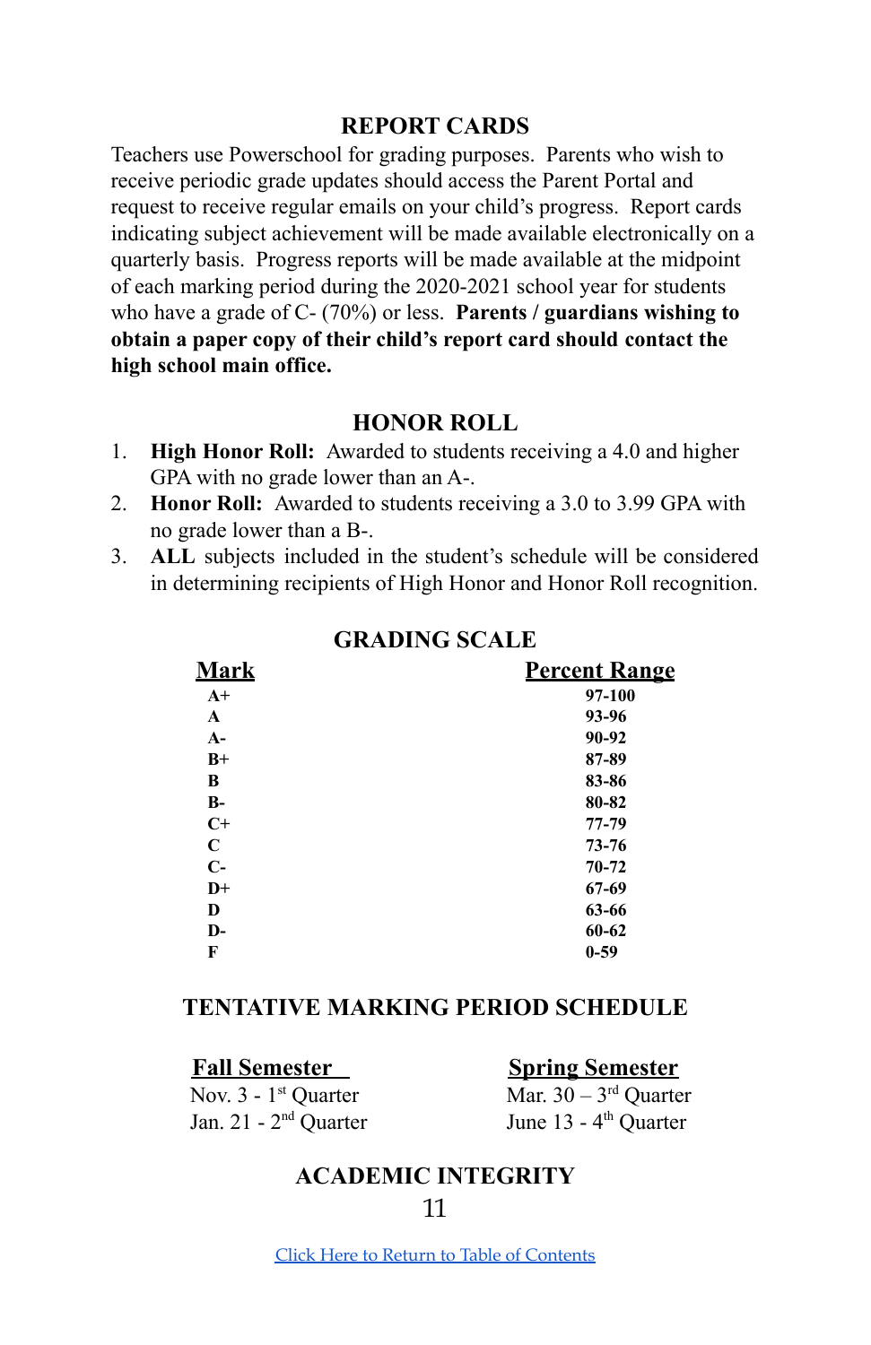## REPORT CARDS

Teachers use Powerschool for grading purposes. Parents who wish to receive periodic grade updates should access the Parent Portal and request to receive regular emails on your child's progress. Report cards indicating subject achievement will be made available electronically on a quarterly basis. Progress reports will be made available at the midpoint of each marking period during the 2020-2021 school year for students who have a grade of C- (70%) or less. **Parents / guardians wishing to obtain a paper copy of their child's report card should contact the high school main office.**

## HONOR ROLL

1. **High Honor Roll:** Awarded to students receiving a 4.0 and higher GPA with no grade lower than an A-.
2. **Honor Roll:** Awarded to students receiving a 3.0 to 3.99 GPA with no grade lower than a B-.
3. **ALL** subjects included in the student's schedule will be considered in determining recipients of High Honor and Honor Roll recognition.

## GRADING SCALE

| Mark | Percent Range |
|---|---|
| A+ | 97-100 |
| A | 93-96 |
| A- | 90-92 |
| B+ | 87-89 |
| B | 83-86 |
| B- | 80-82 |
| C+ | 77-79 |
| C | 73-76 |
| C- | 70-72 |
| D+ | 67-69 |
| D | 63-66 |
| D- | 60-62 |
| F | 0-59 |

## TENTATIVE MARKING PERIOD SCHEDULE

| Fall Semester | Spring Semester |
|---|---|
| Nov. 3 - 1st Quarter | Mar. 30 – 3rd Quarter |
| Jan. 21 - 2nd Quarter | June 13 - 4th Quarter |

## ACADEMIC INTEGRITY

Click Here to Return to Table of Contents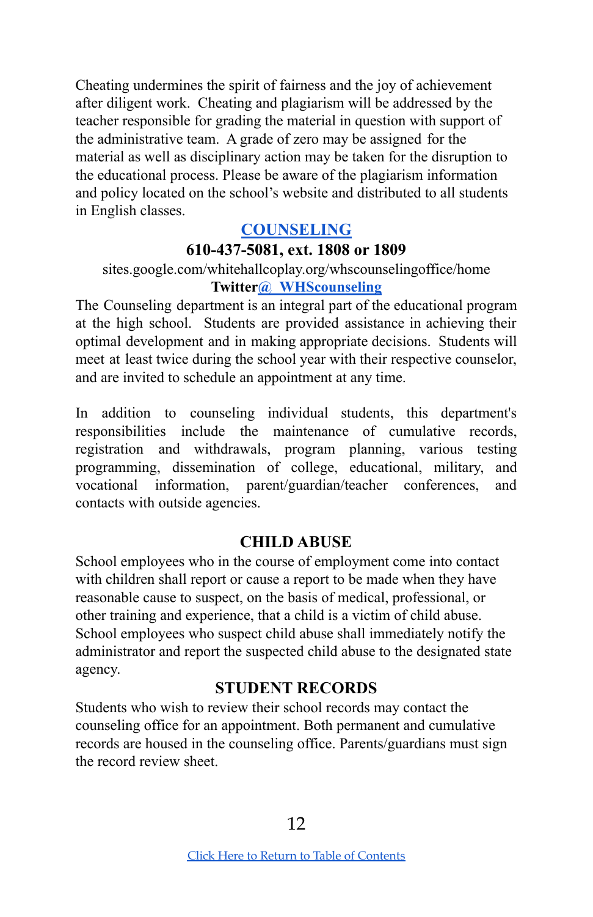Cheating undermines the spirit of fairness and the joy of achievement after diligent work. Cheating and plagiarism will be addressed by the teacher responsible for grading the material in question with support of the administrative team. A grade of zero may be assigned for the material as well as disciplinary action may be taken for the disruption to the educational process. Please be aware of the plagiarism information and policy located on the school's website and distributed to all students in English classes.

## COUNSELING

**610-437-5081, ext. 1808 or 1809**

sites.google.com/whitehallcoplay.org/whscounselingoffice/home

**Twitter@ WHScounseling**

The Counseling department is an integral part of the educational program at the high school. Students are provided assistance in achieving their optimal development and in making appropriate decisions. Students will meet at least twice during the school year with their respective counselor, and are invited to schedule an appointment at any time.

In addition to counseling individual students, this department's responsibilities include the maintenance of cumulative records, registration and withdrawals, program planning, various testing programming, dissemination of college, educational, military, and vocational information, parent/guardian/teacher conferences, and contacts with outside agencies.

## CHILD ABUSE

School employees who in the course of employment come into contact with children shall report or cause a report to be made when they have reasonable cause to suspect, on the basis of medical, professional, or other training and experience, that a child is a victim of child abuse. School employees who suspect child abuse shall immediately notify the administrator and report the suspected child abuse to the designated state agency.

## STUDENT RECORDS

Students who wish to review their school records may contact the counseling office for an appointment. Both permanent and cumulative records are housed in the counseling office. Parents/guardians must sign the record review sheet.

Click Here to Return to Table of Contents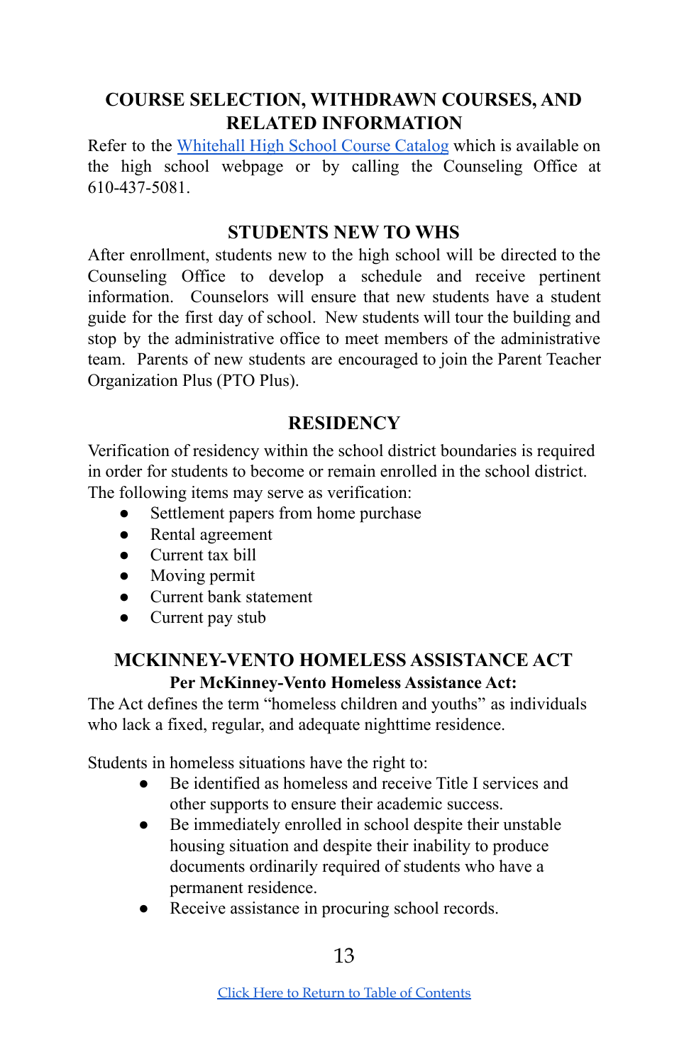## COURSE SELECTION, WITHDRAWN COURSES, AND RELATED INFORMATION

Refer to the Whitehall High School Course Catalog which is available on the high school webpage or by calling the Counseling Office at 610-437-5081.

## STUDENTS NEW TO WHS

After enrollment, students new to the high school will be directed to the Counseling Office to develop a schedule and receive pertinent information. Counselors will ensure that new students have a student guide for the first day of school. New students will tour the building and stop by the administrative office to meet members of the administrative team. Parents of new students are encouraged to join the Parent Teacher Organization Plus (PTO Plus).

## RESIDENCY

Verification of residency within the school district boundaries is required in order for students to become or remain enrolled in the school district. The following items may serve as verification:

- Settlement papers from home purchase
- Rental agreement
- Current tax bill
- Moving permit
- Current bank statement
- Current pay stub

## MCKINNEY-VENTO HOMELESS ASSISTANCE ACT

**Per McKinney-Vento Homeless Assistance Act:**

The Act defines the term "homeless children and youths" as individuals who lack a fixed, regular, and adequate nighttime residence.

Students in homeless situations have the right to:

- Be identified as homeless and receive Title I services and other supports to ensure their academic success.
- Be immediately enrolled in school despite their unstable housing situation and despite their inability to produce documents ordinarily required of students who have a permanent residence.
- Receive assistance in procuring school records.

Click Here to Return to Table of Contents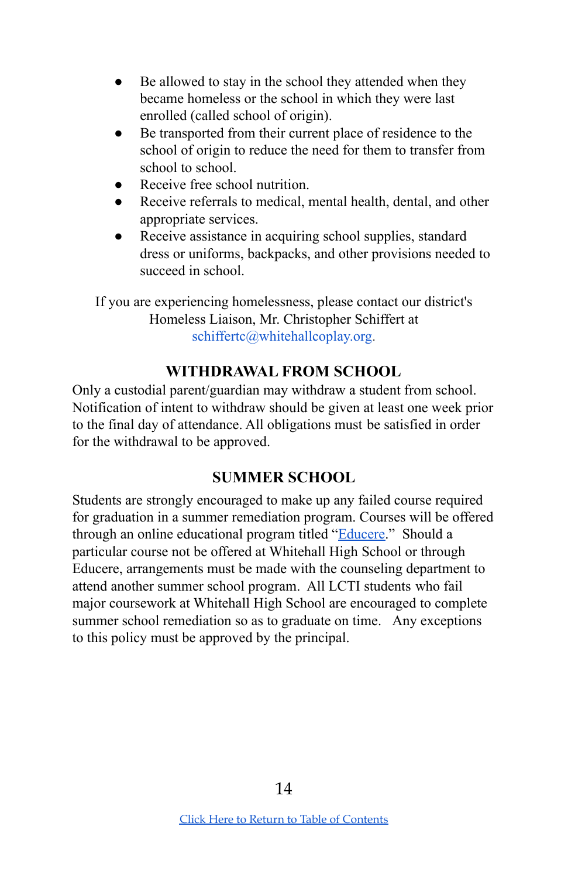- Be allowed to stay in the school they attended when they became homeless or the school in which they were last enrolled (called school of origin).
- Be transported from their current place of residence to the school of origin to reduce the need for them to transfer from school to school.
- Receive free school nutrition.
- Receive referrals to medical, mental health, dental, and other appropriate services.
- Receive assistance in acquiring school supplies, standard dress or uniforms, backpacks, and other provisions needed to succeed in school.

If you are experiencing homelessness, please contact our district's Homeless Liaison, Mr. Christopher Schiffert at schiffertc@whitehallcoplay.org.

## WITHDRAWAL FROM SCHOOL

Only a custodial parent/guardian may withdraw a student from school. Notification of intent to withdraw should be given at least one week prior to the final day of attendance. All obligations must be satisfied in order for the withdrawal to be approved.

## SUMMER SCHOOL

Students are strongly encouraged to make up any failed course required for graduation in a summer remediation program. Courses will be offered through an online educational program titled "Educere." Should a particular course not be offered at Whitehall High School or through Educere, arrangements must be made with the counseling department to attend another summer school program. All LCTI students who fail major coursework at Whitehall High School are encouraged to complete summer school remediation so as to graduate on time. Any exceptions to this policy must be approved by the principal.

Click Here to Return to Table of Contents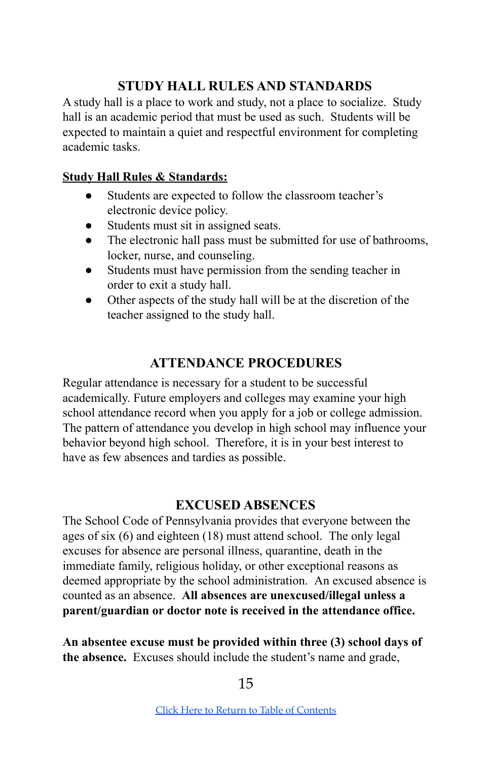## STUDY HALL RULES AND STANDARDS

A study hall is a place to work and study, not a place to socialize. Study hall is an academic period that must be used as such. Students will be expected to maintain a quiet and respectful environment for completing academic tasks.

**Study Hall Rules & Standards:**

- Students are expected to follow the classroom teacher's electronic device policy.
- Students must sit in assigned seats.
- The electronic hall pass must be submitted for use of bathrooms, locker, nurse, and counseling.
- Students must have permission from the sending teacher in order to exit a study hall.
- Other aspects of the study hall will be at the discretion of the teacher assigned to the study hall.

## ATTENDANCE PROCEDURES

Regular attendance is necessary for a student to be successful academically. Future employers and colleges may examine your high school attendance record when you apply for a job or college admission. The pattern of attendance you develop in high school may influence your behavior beyond high school. Therefore, it is in your best interest to have as few absences and tardies as possible.

## EXCUSED ABSENCES

The School Code of Pennsylvania provides that everyone between the ages of six (6) and eighteen (18) must attend school. The only legal excuses for absence are personal illness, quarantine, death in the immediate family, religious holiday, or other exceptional reasons as deemed appropriate by the school administration. An excused absence is counted as an absence. **All absences are unexcused/illegal unless a parent/guardian or doctor note is received in the attendance office.**

**An absentee excuse must be provided within three (3) school days of the absence.** Excuses should include the student's name and grade,

[Click Here to Return to Table of Contents]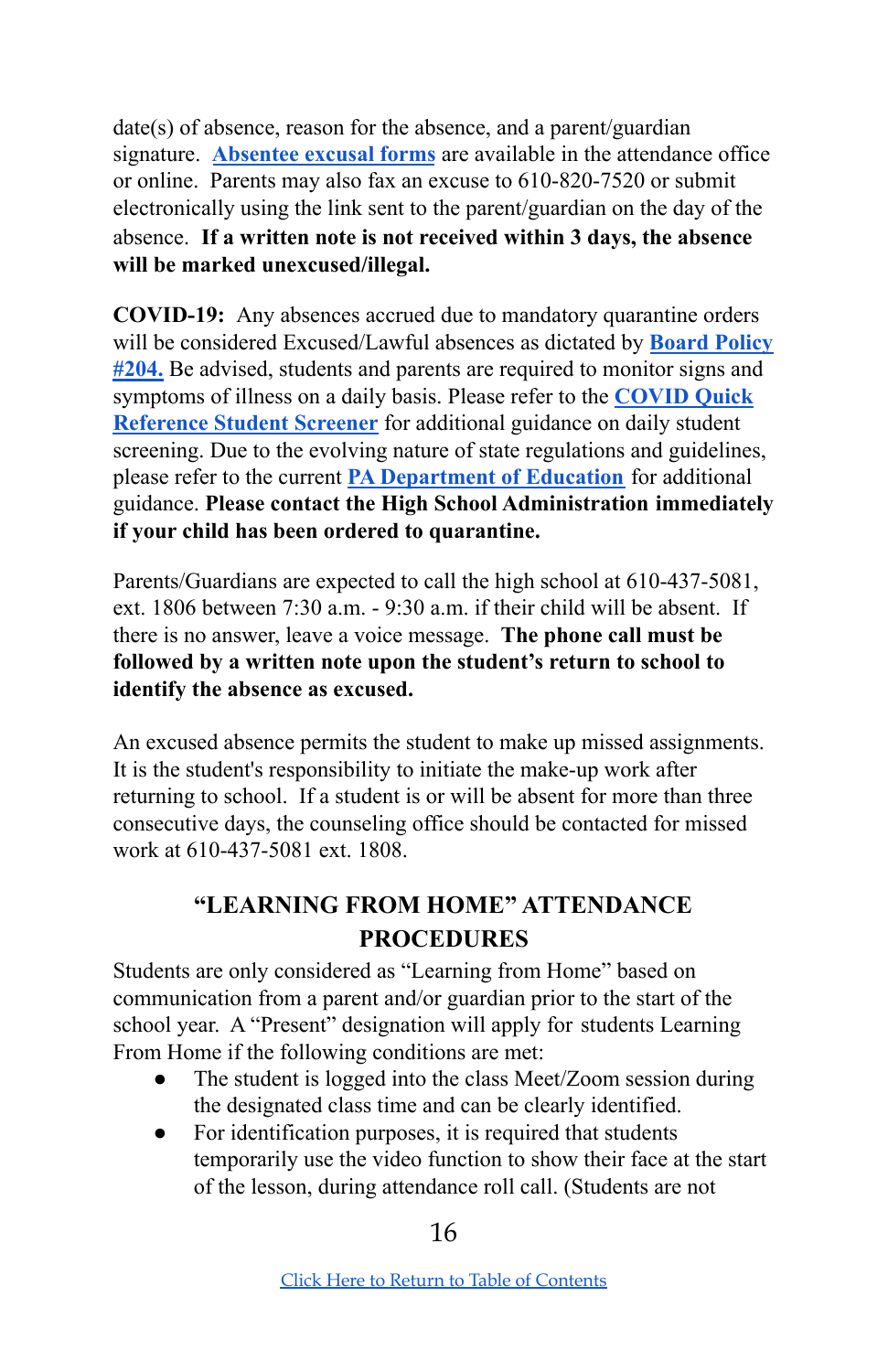date(s) of absence, reason for the absence, and a parent/guardian signature. **Absentee excusal forms** are available in the attendance office or online. Parents may also fax an excuse to 610-820-7520 or submit electronically using the link sent to the parent/guardian on the day of the absence. **If a written note is not received within 3 days, the absence will be marked unexcused/illegal.**

**COVID-19:** Any absences accrued due to mandatory quarantine orders will be considered Excused/Lawful absences as dictated by **Board Policy #204.** Be advised, students and parents are required to monitor signs and symptoms of illness on a daily basis. Please refer to the **COVID Quick Reference Student Screener** for additional guidance on daily student screening. Due to the evolving nature of state regulations and guidelines, please refer to the current **PA Department of Education** for additional guidance. **Please contact the High School Administration immediately if your child has been ordered to quarantine.**

Parents/Guardians are expected to call the high school at 610-437-5081, ext. 1806 between 7:30 a.m. - 9:30 a.m. if their child will be absent. If there is no answer, leave a voice message. **The phone call must be followed by a written note upon the student's return to school to identify the absence as excused.**

An excused absence permits the student to make up missed assignments. It is the student's responsibility to initiate the make-up work after returning to school. If a student is or will be absent for more than three consecutive days, the counseling office should be contacted for missed work at 610-437-5081 ext. 1808.

## "LEARNING FROM HOME" ATTENDANCE PROCEDURES

Students are only considered as "Learning from Home" based on communication from a parent and/or guardian prior to the start of the school year. A "Present" designation will apply for students Learning From Home if the following conditions are met:

- The student is logged into the class Meet/Zoom session during the designated class time and can be clearly identified.
- For identification purposes, it is required that students temporarily use the video function to show their face at the start of the lesson, during attendance roll call. (Students are not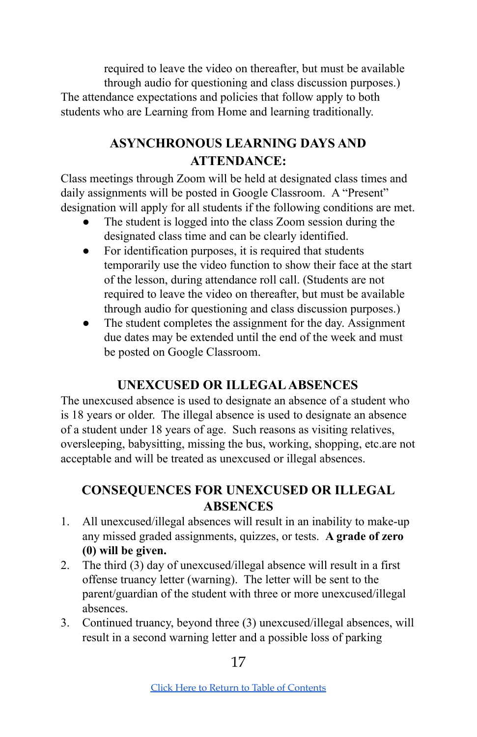required to leave the video on thereafter, but must be available through audio for questioning and class discussion purposes.)

The attendance expectations and policies that follow apply to both students who are Learning from Home and learning traditionally.

## ASYNCHRONOUS LEARNING DAYS AND ATTENDANCE:

Class meetings through Zoom will be held at designated class times and daily assignments will be posted in Google Classroom. A "Present" designation will apply for all students if the following conditions are met.

- The student is logged into the class Zoom session during the designated class time and can be clearly identified.
- For identification purposes, it is required that students temporarily use the video function to show their face at the start of the lesson, during attendance roll call. (Students are not required to leave the video on thereafter, but must be available through audio for questioning and class discussion purposes.)
- The student completes the assignment for the day. Assignment due dates may be extended until the end of the week and must be posted on Google Classroom.

## UNEXCUSED OR ILLEGAL ABSENCES

The unexcused absence is used to designate an absence of a student who is 18 years or older. The illegal absence is used to designate an absence of a student under 18 years of age. Such reasons as visiting relatives, oversleeping, babysitting, missing the bus, working, shopping, etc.are not acceptable and will be treated as unexcused or illegal absences.

## CONSEQUENCES FOR UNEXCUSED OR ILLEGAL ABSENCES

1. All unexcused/illegal absences will result in an inability to make-up any missed graded assignments, quizzes, or tests. **A grade of zero (0) will be given.**
2. The third (3) day of unexcused/illegal absence will result in a first offense truancy letter (warning). The letter will be sent to the parent/guardian of the student with three or more unexcused/illegal absences.
3. Continued truancy, beyond three (3) unexcused/illegal absences, will result in a second warning letter and a possible loss of parking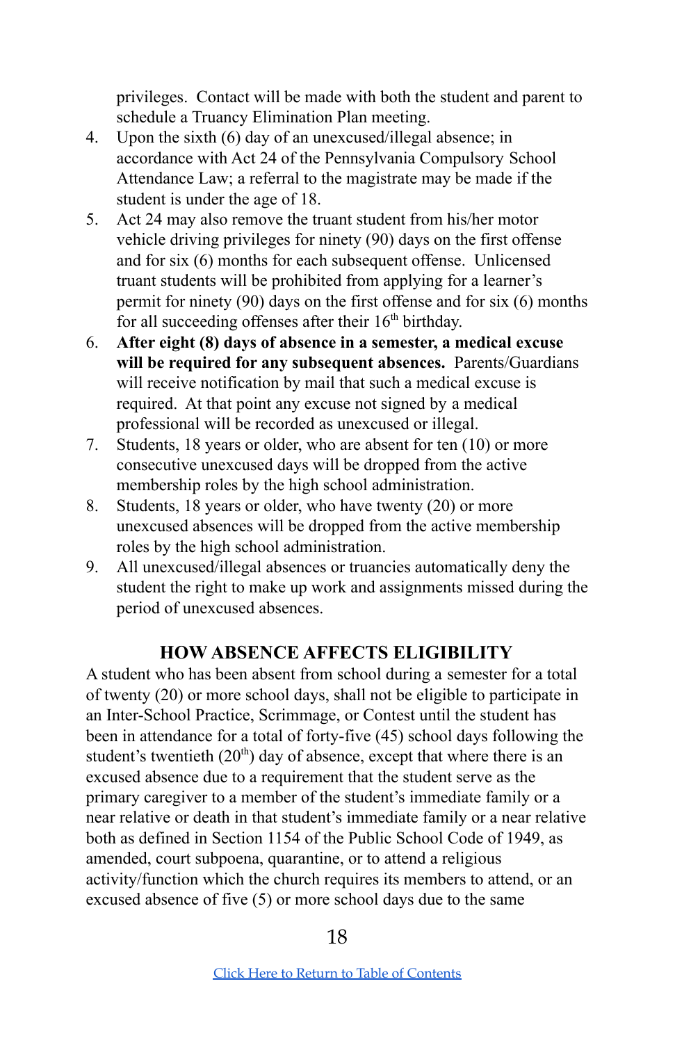privileges. Contact will be made with both the student and parent to schedule a Truancy Elimination Plan meeting.

4. Upon the sixth (6) day of an unexcused/illegal absence; in accordance with Act 24 of the Pennsylvania Compulsory School Attendance Law; a referral to the magistrate may be made if the student is under the age of 18.
5. Act 24 may also remove the truant student from his/her motor vehicle driving privileges for ninety (90) days on the first offense and for six (6) months for each subsequent offense. Unlicensed truant students will be prohibited from applying for a learner's permit for ninety (90) days on the first offense and for six (6) months for all succeeding offenses after their 16th birthday.
6. **After eight (8) days of absence in a semester, a medical excuse will be required for any subsequent absences.** Parents/Guardians will receive notification by mail that such a medical excuse is required. At that point any excuse not signed by a medical professional will be recorded as unexcused or illegal.
7. Students, 18 years or older, who are absent for ten (10) or more consecutive unexcused days will be dropped from the active membership roles by the high school administration.
8. Students, 18 years or older, who have twenty (20) or more unexcused absences will be dropped from the active membership roles by the high school administration.
9. All unexcused/illegal absences or truancies automatically deny the student the right to make up work and assignments missed during the period of unexcused absences.

## HOW ABSENCE AFFECTS ELIGIBILITY

A student who has been absent from school during a semester for a total of twenty (20) or more school days, shall not be eligible to participate in an Inter-School Practice, Scrimmage, or Contest until the student has been in attendance for a total of forty-five (45) school days following the student's twentieth (20th) day of absence, except that where there is an excused absence due to a requirement that the student serve as the primary caregiver to a member of the student's immediate family or a near relative or death in that student's immediate family or a near relative both as defined in Section 1154 of the Public School Code of 1949, as amended, court subpoena, quarantine, or to attend a religious activity/function which the church requires its members to attend, or an excused absence of five (5) or more school days due to the same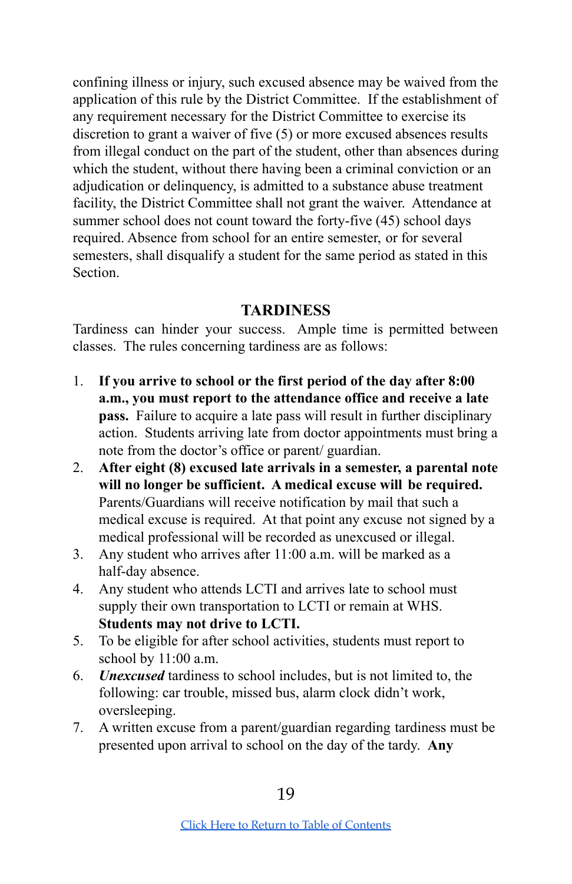confining illness or injury, such excused absence may be waived from the application of this rule by the District Committee. If the establishment of any requirement necessary for the District Committee to exercise its discretion to grant a waiver of five (5) or more excused absences results from illegal conduct on the part of the student, other than absences during which the student, without there having been a criminal conviction or an adjudication or delinquency, is admitted to a substance abuse treatment facility, the District Committee shall not grant the waiver. Attendance at summer school does not count toward the forty-five (45) school days required. Absence from school for an entire semester, or for several semesters, shall disqualify a student for the same period as stated in this Section.

## TARDINESS

Tardiness can hinder your success. Ample time is permitted between classes. The rules concerning tardiness are as follows:

1. **If you arrive to school or the first period of the day after 8:00 a.m., you must report to the attendance office and receive a late pass.** Failure to acquire a late pass will result in further disciplinary action. Students arriving late from doctor appointments must bring a note from the doctor's office or parent/ guardian.
2. **After eight (8) excused late arrivals in a semester, a parental note will no longer be sufficient. A medical excuse will be required.** Parents/Guardians will receive notification by mail that such a medical excuse is required. At that point any excuse not signed by a medical professional will be recorded as unexcused or illegal.
3. Any student who arrives after 11:00 a.m. will be marked as a half-day absence.
4. Any student who attends LCTI and arrives late to school must supply their own transportation to LCTI or remain at WHS. **Students may not drive to LCTI.**
5. To be eligible for after school activities, students must report to school by 11:00 a.m.
6. ***Unexcused*** tardiness to school includes, but is not limited to, the following: car trouble, missed bus, alarm clock didn't work, oversleeping.
7. A written excuse from a parent/guardian regarding tardiness must be presented upon arrival to school on the day of the tardy. **Any**

[Click Here to Return to Table of Contents]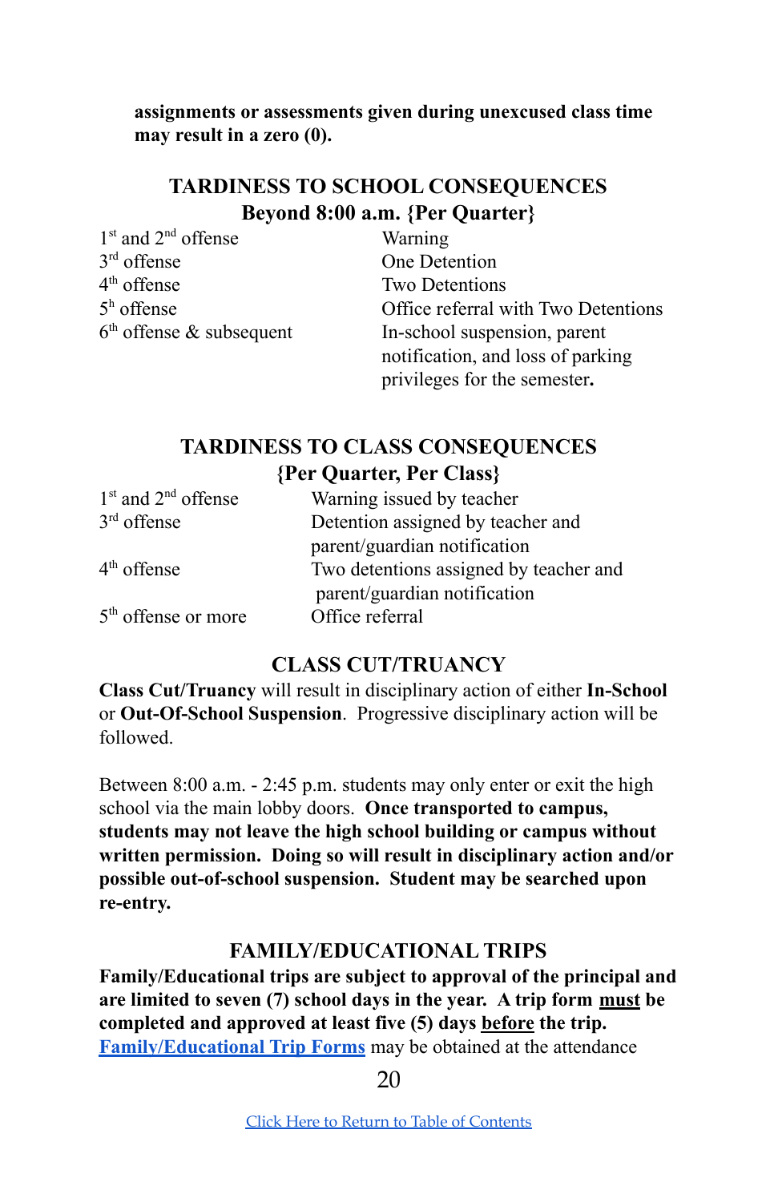**assignments or assessments given during unexcused class time may result in a zero (0).**

## TARDINESS TO SCHOOL CONSEQUENCES
**Beyond 8:00 a.m. {Per Quarter}**

| | |
|---|---|
| 1st and 2nd offense | Warning |
| 3rd offense | One Detention |
| 4th offense | Two Detentions |
| 5h offense | Office referral with Two Detentions |
| 6th offense & subsequent | In-school suspension, parent notification, and loss of parking privileges for the semester**.** |

## TARDINESS TO CLASS CONSEQUENCES
**{Per Quarter, Per Class}**

| | |
|---|---|
| 1st and 2nd offense | Warning issued by teacher |
| 3rd offense | Detention assigned by teacher and parent/guardian notification |
| 4th offense | Two detentions assigned by teacher and parent/guardian notification |
| 5th offense or more | Office referral |

## CLASS CUT/TRUANCY

**Class Cut/Truancy** will result in disciplinary action of either **In-School** or **Out-Of-School Suspension**. Progressive disciplinary action will be followed.

Between 8:00 a.m. - 2:45 p.m. students may only enter or exit the high school via the main lobby doors. **Once transported to campus, students may not leave the high school building or campus without written permission. Doing so will result in disciplinary action and/or possible out-of-school suspension. Student may be searched upon re-entry.**

## FAMILY/EDUCATIONAL TRIPS

**Family/Educational trips are subject to approval of the principal and are limited to seven (7) school days in the year. A trip form <u>must</u> be completed and approved at least five (5) days <u>before</u> the trip.** **Family/Educational Trip Forms** may be obtained at the attendance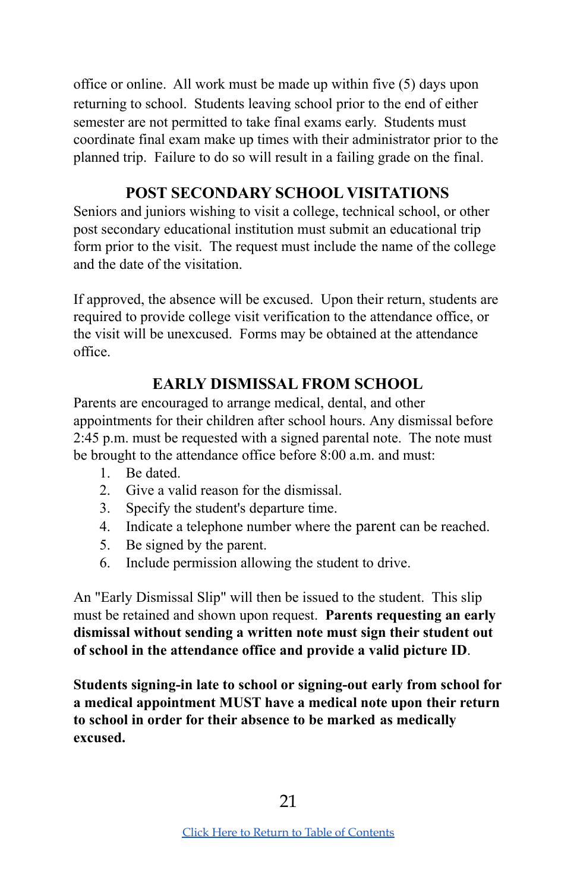office or online. All work must be made up within five (5) days upon returning to school. Students leaving school prior to the end of either semester are not permitted to take final exams early. Students must coordinate final exam make up times with their administrator prior to the planned trip. Failure to do so will result in a failing grade on the final.

## POST SECONDARY SCHOOL VISITATIONS

Seniors and juniors wishing to visit a college, technical school, or other post secondary educational institution must submit an educational trip form prior to the visit. The request must include the name of the college and the date of the visitation.

If approved, the absence will be excused. Upon their return, students are required to provide college visit verification to the attendance office, or the visit will be unexcused. Forms may be obtained at the attendance office.

## EARLY DISMISSAL FROM SCHOOL

Parents are encouraged to arrange medical, dental, and other appointments for their children after school hours. Any dismissal before 2:45 p.m. must be requested with a signed parental note. The note must be brought to the attendance office before 8:00 a.m. and must:

1. Be dated.
2. Give a valid reason for the dismissal.
3. Specify the student's departure time.
4. Indicate a telephone number where the parent can be reached.
5. Be signed by the parent.
6. Include permission allowing the student to drive.

An "Early Dismissal Slip" will then be issued to the student. This slip must be retained and shown upon request. **Parents requesting an early dismissal without sending a written note must sign their student out of school in the attendance office and provide a valid picture ID**.

**Students signing-in late to school or signing-out early from school for a medical appointment MUST have a medical note upon their return to school in order for their absence to be marked as medically excused.**

Click Here to Return to Table of Contents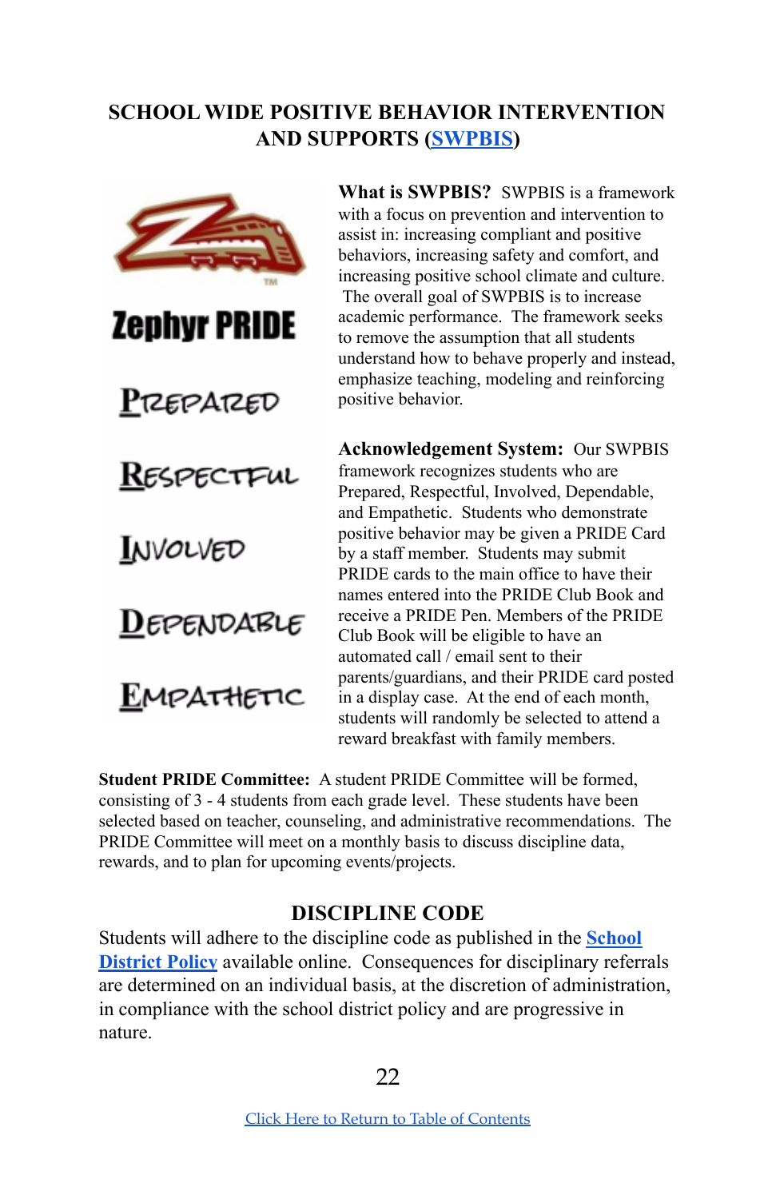## SCHOOL WIDE POSITIVE BEHAVIOR INTERVENTION AND SUPPORTS (SWPBIS)

Zephyr PRIDE

PREPARED

RESPECTFUL

INVOLVED

DEPENDABLE

EMPATHETIC

**What is SWPBIS?** SWPBIS is a framework with a focus on prevention and intervention to assist in: increasing compliant and positive behaviors, increasing safety and comfort, and increasing positive school climate and culture. The overall goal of SWPBIS is to increase academic performance. The framework seeks to remove the assumption that all students understand how to behave properly and instead, emphasize teaching, modeling and reinforcing positive behavior.

**Acknowledgement System:** Our SWPBIS framework recognizes students who are Prepared, Respectful, Involved, Dependable, and Empathetic. Students who demonstrate positive behavior may be given a PRIDE Card by a staff member. Students may submit PRIDE cards to the main office to have their names entered into the PRIDE Club Book and receive a PRIDE Pen. Members of the PRIDE Club Book will be eligible to have an automated call / email sent to their parents/guardians, and their PRIDE card posted in a display case. At the end of each month, students will randomly be selected to attend a reward breakfast with family members.

**Student PRIDE Committee:** A student PRIDE Committee will be formed, consisting of 3 - 4 students from each grade level. These students have been selected based on teacher, counseling, and administrative recommendations. The PRIDE Committee will meet on a monthly basis to discuss discipline data, rewards, and to plan for upcoming events/projects.

## DISCIPLINE CODE

Students will adhere to the discipline code as published in the **School District Policy** available online. Consequences for disciplinary referrals are determined on an individual basis, at the discretion of administration, in compliance with the school district policy and are progressive in nature.

Click Here to Return to Table of Contents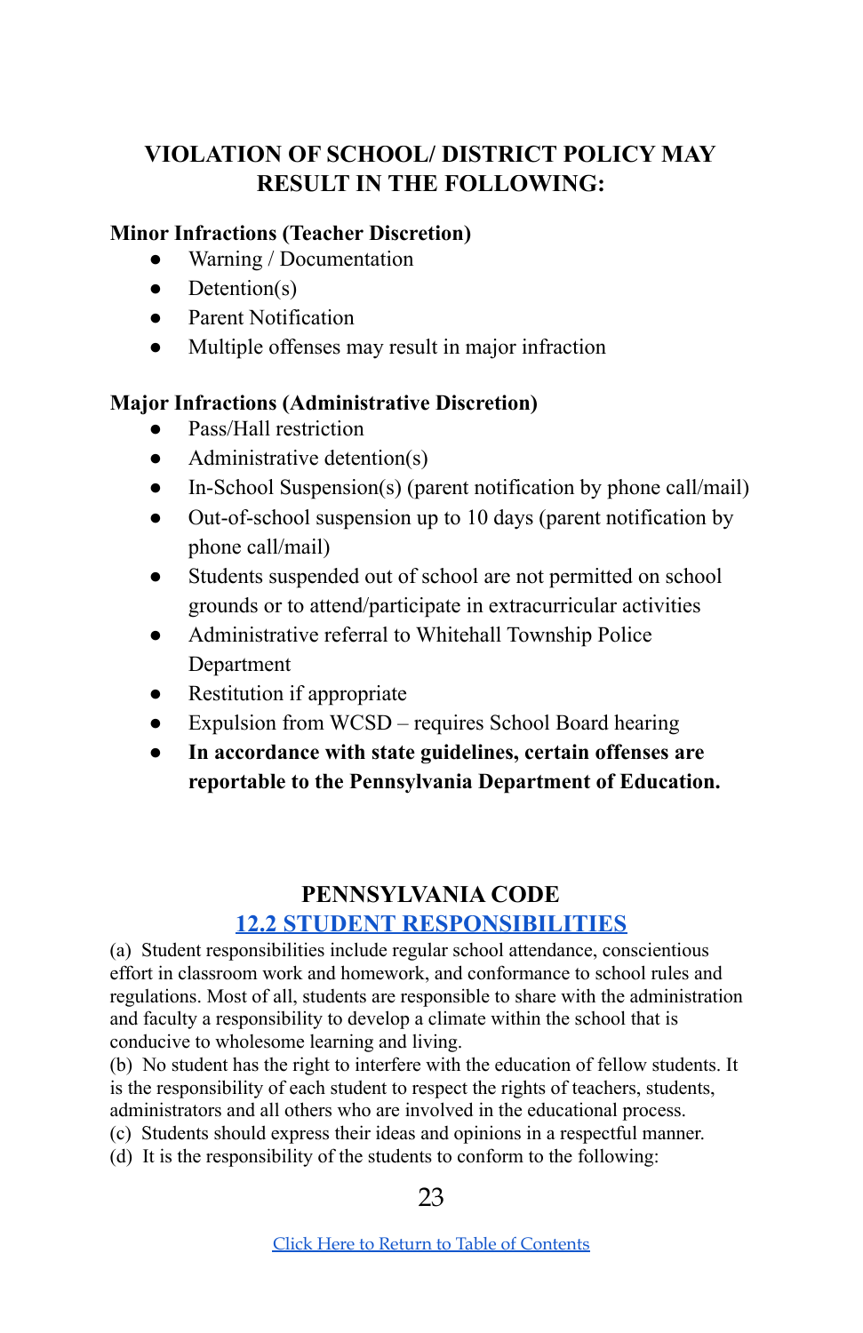## VIOLATION OF SCHOOL/ DISTRICT POLICY MAY RESULT IN THE FOLLOWING:

**Minor Infractions (Teacher Discretion)**

- Warning / Documentation
- Detention(s)
- Parent Notification
- Multiple offenses may result in major infraction

**Major Infractions (Administrative Discretion)**

- Pass/Hall restriction
- Administrative detention(s)
- In-School Suspension(s) (parent notification by phone call/mail)
- Out-of-school suspension up to 10 days (parent notification by phone call/mail)
- Students suspended out of school are not permitted on school grounds or to attend/participate in extracurricular activities
- Administrative referral to Whitehall Township Police Department
- Restitution if appropriate
- Expulsion from WCSD – requires School Board hearing
- **In accordance with state guidelines, certain offenses are reportable to the Pennsylvania Department of Education.**

## PENNSYLVANIA CODE

### 12.2 STUDENT RESPONSIBILITIES

(a) Student responsibilities include regular school attendance, conscientious effort in classroom work and homework, and conformance to school rules and regulations. Most of all, students are responsible to share with the administration and faculty a responsibility to develop a climate within the school that is conducive to wholesome learning and living.

(b) No student has the right to interfere with the education of fellow students. It is the responsibility of each student to respect the rights of teachers, students, administrators and all others who are involved in the educational process.

(c) Students should express their ideas and opinions in a respectful manner.

(d) It is the responsibility of the students to conform to the following:

Click Here to Return to Table of Contents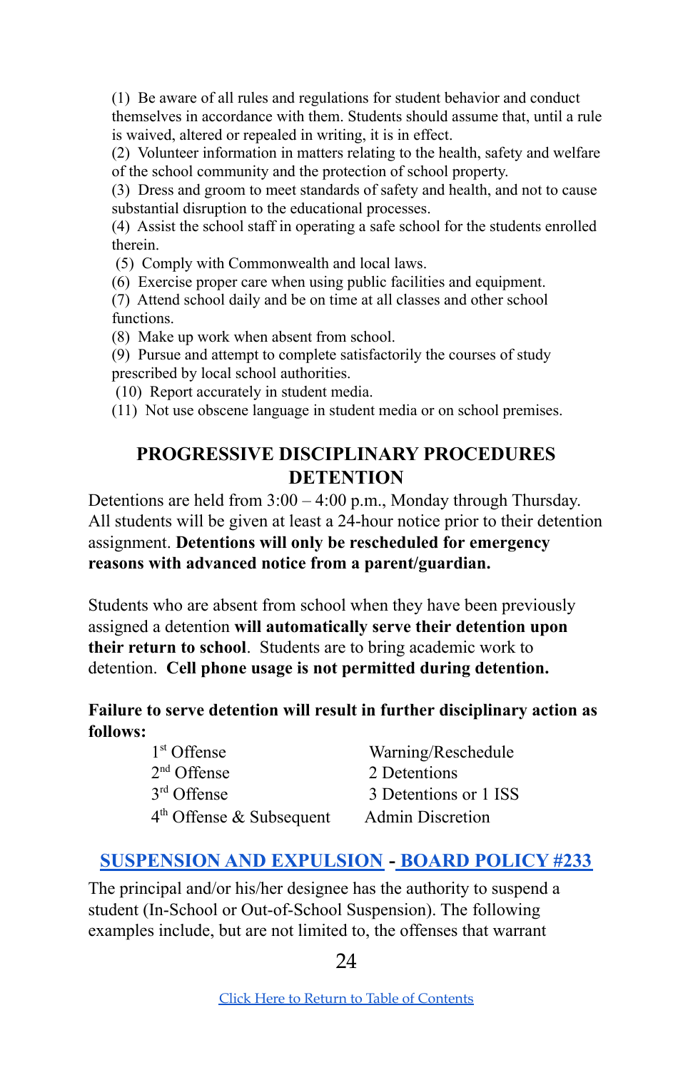(1) Be aware of all rules and regulations for student behavior and conduct themselves in accordance with them. Students should assume that, until a rule is waived, altered or repealed in writing, it is in effect.
(2) Volunteer information in matters relating to the health, safety and welfare of the school community and the protection of school property.
(3) Dress and groom to meet standards of safety and health, and not to cause substantial disruption to the educational processes.
(4) Assist the school staff in operating a safe school for the students enrolled therein.
(5) Comply with Commonwealth and local laws.
(6) Exercise proper care when using public facilities and equipment.
(7) Attend school daily and be on time at all classes and other school functions.
(8) Make up work when absent from school.
(9) Pursue and attempt to complete satisfactorily the courses of study prescribed by local school authorities.
(10) Report accurately in student media.
(11) Not use obscene language in student media or on school premises.

## PROGRESSIVE DISCIPLINARY PROCEDURES

## DETENTION

Detentions are held from 3:00 – 4:00 p.m., Monday through Thursday. All students will be given at least a 24-hour notice prior to their detention assignment. **Detentions will only be rescheduled for emergency reasons with advanced notice from a parent/guardian.**

Students who are absent from school when they have been previously assigned a detention **will automatically serve their detention upon their return to school**. Students are to bring academic work to detention. **Cell phone usage is not permitted during detention.**

**Failure to serve detention will result in further disciplinary action as follows:**

| Offense | Action |
|---|---|
| 1st Offense | Warning/Reschedule |
| 2nd Offense | 2 Detentions |
| 3rd Offense | 3 Detentions or 1 ISS |
| 4th Offense & Subsequent | Admin Discretion |

## SUSPENSION AND EXPULSION - BOARD POLICY #233

The principal and/or his/her designee has the authority to suspend a student (In-School or Out-of-School Suspension). The following examples include, but are not limited to, the offenses that warrant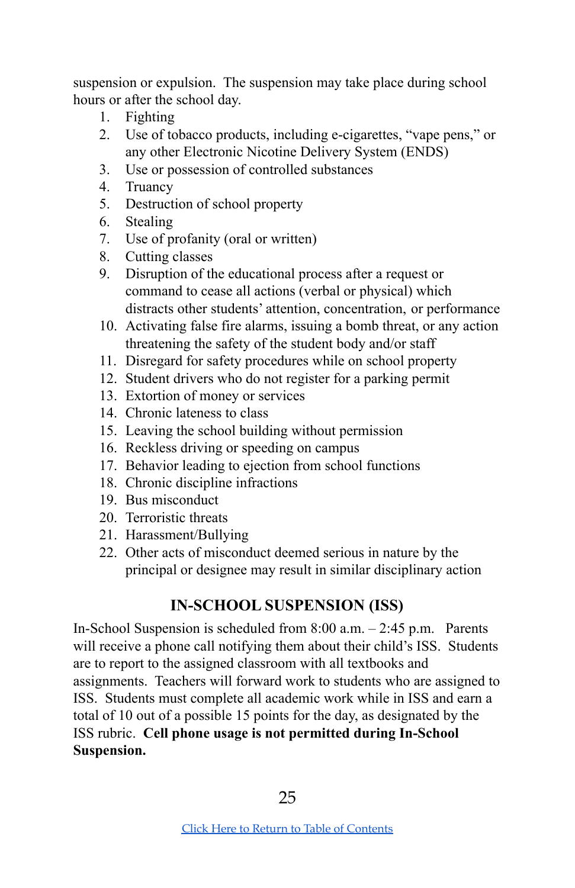suspension or expulsion. The suspension may take place during school hours or after the school day.

1. Fighting
2. Use of tobacco products, including e-cigarettes, "vape pens," or any other Electronic Nicotine Delivery System (ENDS)
3. Use or possession of controlled substances
4. Truancy
5. Destruction of school property
6. Stealing
7. Use of profanity (oral or written)
8. Cutting classes
9. Disruption of the educational process after a request or command to cease all actions (verbal or physical) which distracts other students' attention, concentration, or performance
10. Activating false fire alarms, issuing a bomb threat, or any action threatening the safety of the student body and/or staff
11. Disregard for safety procedures while on school property
12. Student drivers who do not register for a parking permit
13. Extortion of money or services
14. Chronic lateness to class
15. Leaving the school building without permission
16. Reckless driving or speeding on campus
17. Behavior leading to ejection from school functions
18. Chronic discipline infractions
19. Bus misconduct
20. Terroristic threats
21. Harassment/Bullying
22. Other acts of misconduct deemed serious in nature by the principal or designee may result in similar disciplinary action

## IN-SCHOOL SUSPENSION (ISS)

In-School Suspension is scheduled from 8:00 a.m. – 2:45 p.m. Parents will receive a phone call notifying them about their child's ISS. Students are to report to the assigned classroom with all textbooks and assignments. Teachers will forward work to students who are assigned to ISS. Students must complete all academic work while in ISS and earn a total of 10 out of a possible 15 points for the day, as designated by the ISS rubric. **Cell phone usage is not permitted during In-School Suspension.**

[Click Here to Return to Table of Contents]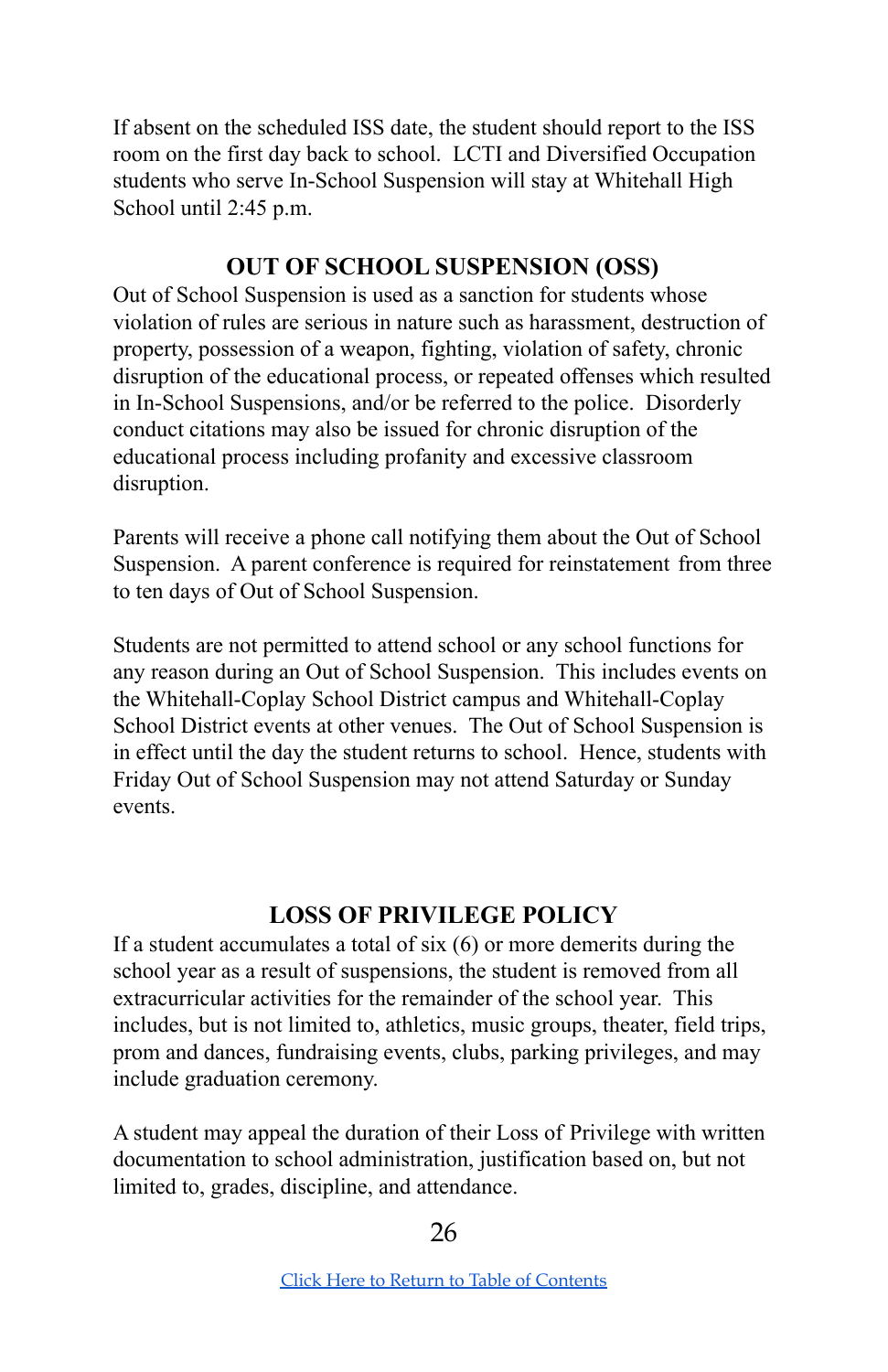If absent on the scheduled ISS date, the student should report to the ISS room on the first day back to school. LCTI and Diversified Occupation students who serve In-School Suspension will stay at Whitehall High School until 2:45 p.m.

## OUT OF SCHOOL SUSPENSION (OSS)

Out of School Suspension is used as a sanction for students whose violation of rules are serious in nature such as harassment, destruction of property, possession of a weapon, fighting, violation of safety, chronic disruption of the educational process, or repeated offenses which resulted in In-School Suspensions, and/or be referred to the police. Disorderly conduct citations may also be issued for chronic disruption of the educational process including profanity and excessive classroom disruption.

Parents will receive a phone call notifying them about the Out of School Suspension. A parent conference is required for reinstatement from three to ten days of Out of School Suspension.

Students are not permitted to attend school or any school functions for any reason during an Out of School Suspension. This includes events on the Whitehall-Coplay School District campus and Whitehall-Coplay School District events at other venues. The Out of School Suspension is in effect until the day the student returns to school. Hence, students with Friday Out of School Suspension may not attend Saturday or Sunday events.

## LOSS OF PRIVILEGE POLICY

If a student accumulates a total of six (6) or more demerits during the school year as a result of suspensions, the student is removed from all extracurricular activities for the remainder of the school year. This includes, but is not limited to, athletics, music groups, theater, field trips, prom and dances, fundraising events, clubs, parking privileges, and may include graduation ceremony.

A student may appeal the duration of their Loss of Privilege with written documentation to school administration, justification based on, but not limited to, grades, discipline, and attendance.

[Click Here to Return to Table of Contents]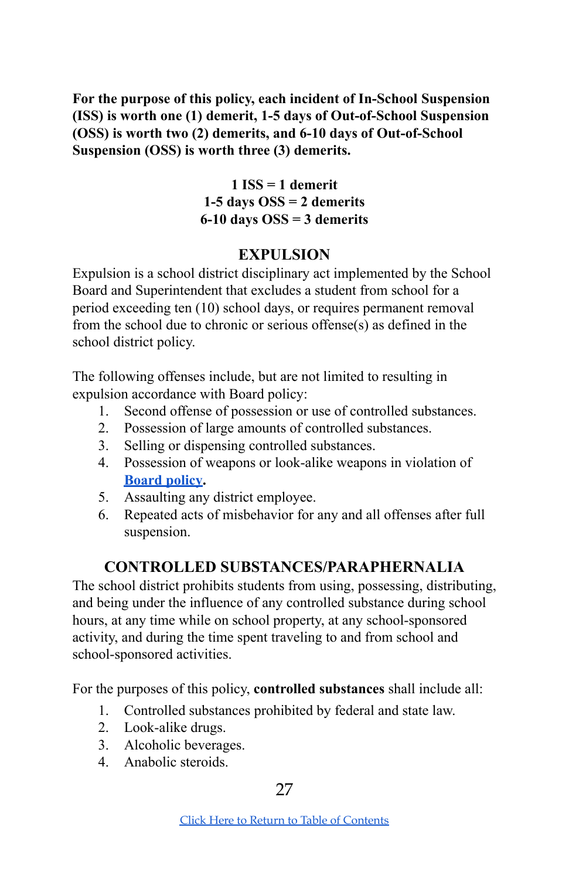**For the purpose of this policy, each incident of In-School Suspension (ISS) is worth one (1) demerit, 1-5 days of Out-of-School Suspension (OSS) is worth two (2) demerits, and 6-10 days of Out-of-School Suspension (OSS) is worth three (3) demerits.**

**1 ISS = 1 demerit**
**1-5 days OSS = 2 demerits**
**6-10 days OSS = 3 demerits**

## EXPULSION

Expulsion is a school district disciplinary act implemented by the School Board and Superintendent that excludes a student from school for a period exceeding ten (10) school days, or requires permanent removal from the school due to chronic or serious offense(s) as defined in the school district policy.

The following offenses include, but are not limited to resulting in expulsion accordance with Board policy:

1. Second offense of possession or use of controlled substances.
2. Possession of large amounts of controlled substances.
3. Selling or dispensing controlled substances.
4. Possession of weapons or look-alike weapons in violation of **Board policy**.
5. Assaulting any district employee.
6. Repeated acts of misbehavior for any and all offenses after full suspension.

## CONTROLLED SUBSTANCES/PARAPHERNALIA

The school district prohibits students from using, possessing, distributing, and being under the influence of any controlled substance during school hours, at any time while on school property, at any school-sponsored activity, and during the time spent traveling to and from school and school-sponsored activities.

For the purposes of this policy, **controlled substances** shall include all:

1. Controlled substances prohibited by federal and state law.
2. Look-alike drugs.
3. Alcoholic beverages.
4. Anabolic steroids.

Click Here to Return to Table of Contents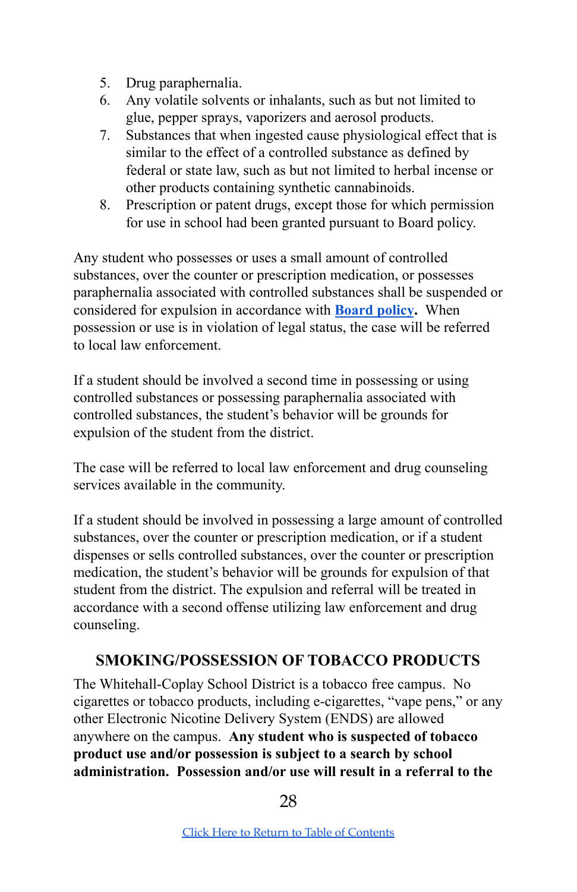5. Drug paraphernalia.
6. Any volatile solvents or inhalants, such as but not limited to glue, pepper sprays, vaporizers and aerosol products.
7. Substances that when ingested cause physiological effect that is similar to the effect of a controlled substance as defined by federal or state law, such as but not limited to herbal incense or other products containing synthetic cannabinoids.
8. Prescription or patent drugs, except those for which permission for use in school had been granted pursuant to Board policy.

Any student who possesses or uses a small amount of controlled substances, over the counter or prescription medication, or possesses paraphernalia associated with controlled substances shall be suspended or considered for expulsion in accordance with **Board policy**. When possession or use is in violation of legal status, the case will be referred to local law enforcement.

If a student should be involved a second time in possessing or using controlled substances or possessing paraphernalia associated with controlled substances, the student's behavior will be grounds for expulsion of the student from the district.

The case will be referred to local law enforcement and drug counseling services available in the community.

If a student should be involved in possessing a large amount of controlled substances, over the counter or prescription medication, or if a student dispenses or sells controlled substances, over the counter or prescription medication, the student's behavior will be grounds for expulsion of that student from the district. The expulsion and referral will be treated in accordance with a second offense utilizing law enforcement and drug counseling.

## SMOKING/POSSESSION OF TOBACCO PRODUCTS

The Whitehall-Coplay School District is a tobacco free campus. No cigarettes or tobacco products, including e-cigarettes, "vape pens," or any other Electronic Nicotine Delivery System (ENDS) are allowed anywhere on the campus. **Any student who is suspected of tobacco product use and/or possession is subject to a search by school administration. Possession and/or use will result in a referral to the**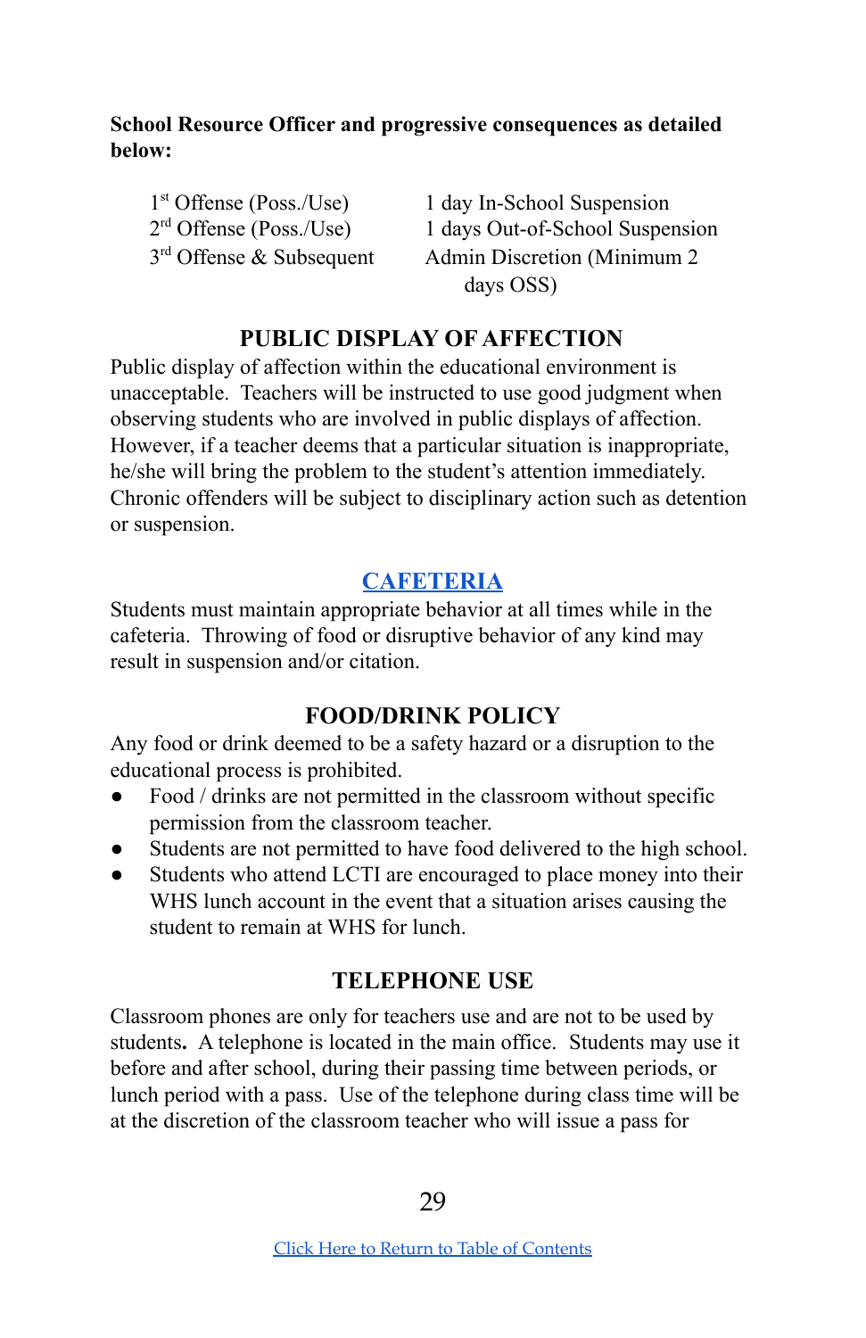**School Resource Officer and progressive consequences as detailed below:**

| | |
|---|---|
| 1st Offense (Poss./Use) | 1 day In-School Suspension |
| 2rd Offense (Poss./Use) | 1 days Out-of-School Suspension |
| 3rd Offense & Subsequent | Admin Discretion (Minimum 2 days OSS) |

## PUBLIC DISPLAY OF AFFECTION

Public display of affection within the educational environment is unacceptable. Teachers will be instructed to use good judgment when observing students who are involved in public displays of affection. However, if a teacher deems that a particular situation is inappropriate, he/she will bring the problem to the student's attention immediately. Chronic offenders will be subject to disciplinary action such as detention or suspension.

## CAFETERIA

Students must maintain appropriate behavior at all times while in the cafeteria. Throwing of food or disruptive behavior of any kind may result in suspension and/or citation.

## FOOD/DRINK POLICY

Any food or drink deemed to be a safety hazard or a disruption to the educational process is prohibited.

- Food / drinks are not permitted in the classroom without specific permission from the classroom teacher.
- Students are not permitted to have food delivered to the high school.
- Students who attend LCTI are encouraged to place money into their WHS lunch account in the event that a situation arises causing the student to remain at WHS for lunch.

## TELEPHONE USE

Classroom phones are only for teachers use and are not to be used by students**.** A telephone is located in the main office. Students may use it before and after school, during their passing time between periods, or lunch period with a pass. Use of the telephone during class time will be at the discretion of the classroom teacher who will issue a pass for

Click Here to Return to Table of Contents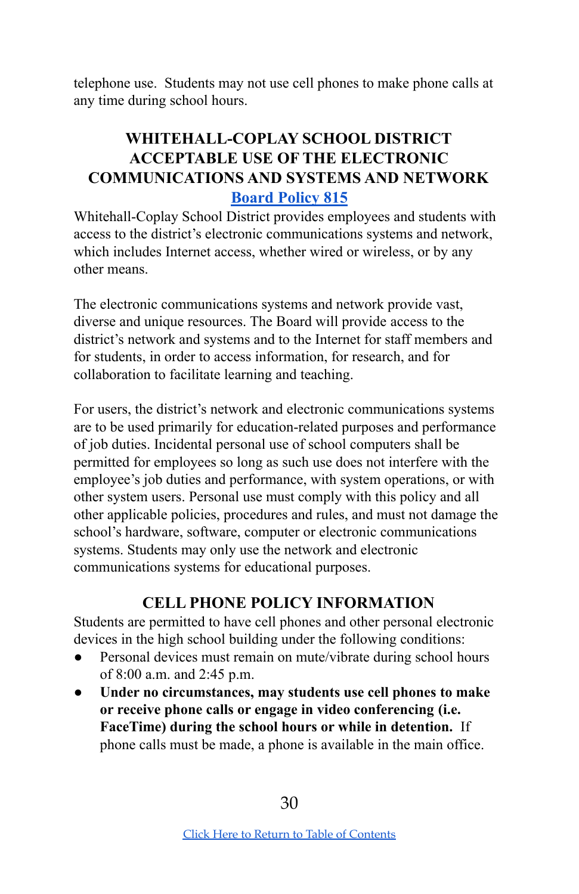telephone use. Students may not use cell phones to make phone calls at any time during school hours.

## WHITEHALL-COPLAY SCHOOL DISTRICT ACCEPTABLE USE OF THE ELECTRONIC COMMUNICATIONS AND SYSTEMS AND NETWORK

**Board Policy 815**

Whitehall-Coplay School District provides employees and students with access to the district's electronic communications systems and network, which includes Internet access, whether wired or wireless, or by any other means.

The electronic communications systems and network provide vast, diverse and unique resources. The Board will provide access to the district's network and systems and to the Internet for staff members and for students, in order to access information, for research, and for collaboration to facilitate learning and teaching.

For users, the district's network and electronic communications systems are to be used primarily for education-related purposes and performance of job duties. Incidental personal use of school computers shall be permitted for employees so long as such use does not interfere with the employee's job duties and performance, with system operations, or with other system users. Personal use must comply with this policy and all other applicable policies, procedures and rules, and must not damage the school's hardware, software, computer or electronic communications systems. Students may only use the network and electronic communications systems for educational purposes.

## CELL PHONE POLICY INFORMATION

Students are permitted to have cell phones and other personal electronic devices in the high school building under the following conditions:

- Personal devices must remain on mute/vibrate during school hours of 8:00 a.m. and 2:45 p.m.
- **Under no circumstances, may students use cell phones to make or receive phone calls or engage in video conferencing (i.e. FaceTime) during the school hours or while in detention.** If phone calls must be made, a phone is available in the main office.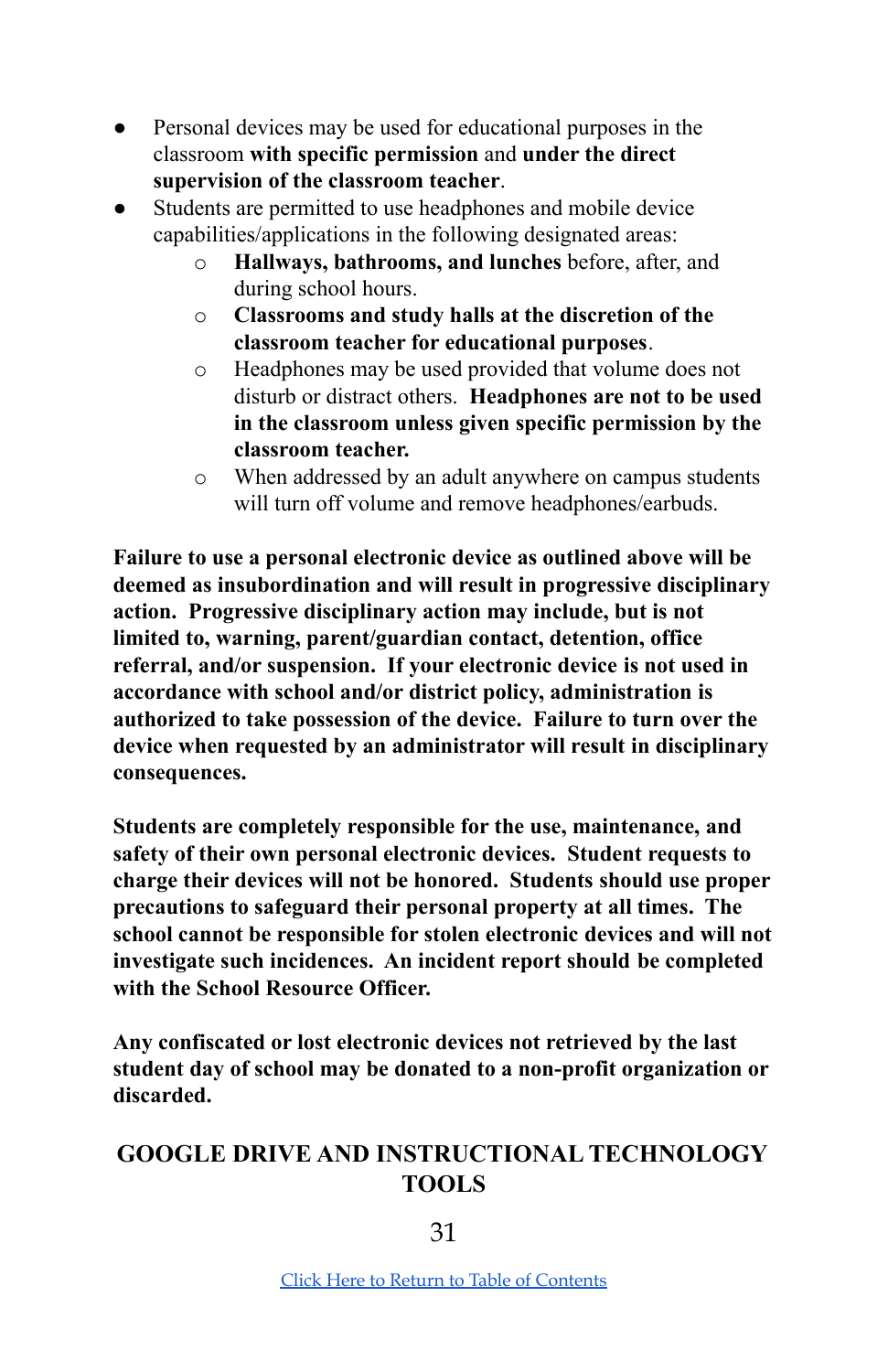- Personal devices may be used for educational purposes in the classroom **with specific permission** and **under the direct supervision of the classroom teacher**.
- Students are permitted to use headphones and mobile device capabilities/applications in the following designated areas:
    - **Hallways, bathrooms, and lunches** before, after, and during school hours.
    - **Classrooms and study halls at the discretion of the classroom teacher for educational purposes**.
    - Headphones may be used provided that volume does not disturb or distract others. **Headphones are not to be used in the classroom unless given specific permission by the classroom teacher.**
    - When addressed by an adult anywhere on campus students will turn off volume and remove headphones/earbuds.

**Failure to use a personal electronic device as outlined above will be deemed as insubordination and will result in progressive disciplinary action. Progressive disciplinary action may include, but is not limited to, warning, parent/guardian contact, detention, office referral, and/or suspension. If your electronic device is not used in accordance with school and/or district policy, administration is authorized to take possession of the device. Failure to turn over the device when requested by an administrator will result in disciplinary consequences.**

**Students are completely responsible for the use, maintenance, and safety of their own personal electronic devices. Student requests to charge their devices will not be honored. Students should use proper precautions to safeguard their personal property at all times. The school cannot be responsible for stolen electronic devices and will not investigate such incidences. An incident report should be completed with the School Resource Officer.**

**Any confiscated or lost electronic devices not retrieved by the last student day of school may be donated to a non-profit organization or discarded.**

## GOOGLE DRIVE AND INSTRUCTIONAL TECHNOLOGY TOOLS

[Click Here to Return to Table of Contents]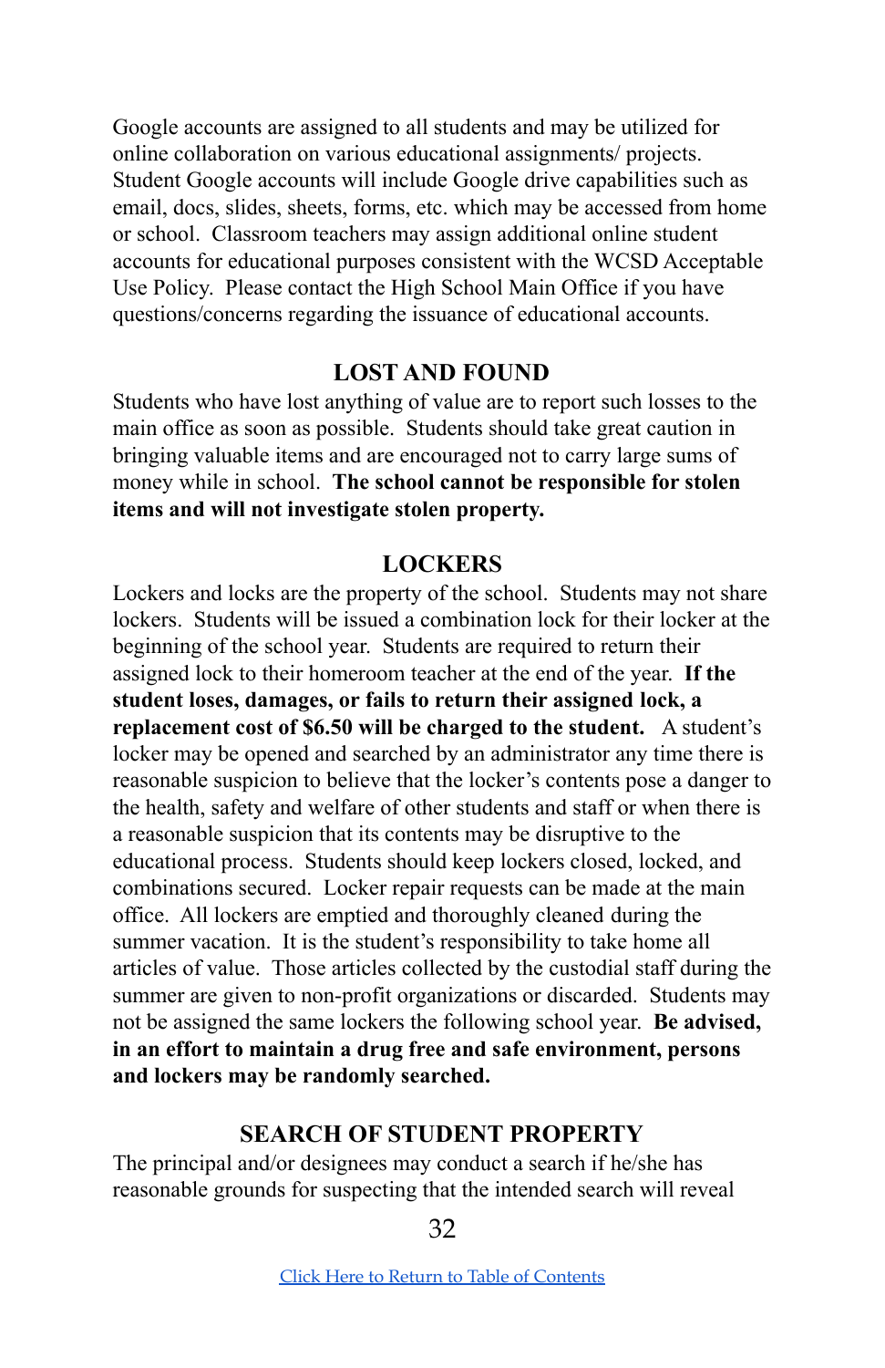Google accounts are assigned to all students and may be utilized for online collaboration on various educational assignments/ projects. Student Google accounts will include Google drive capabilities such as email, docs, slides, sheets, forms, etc. which may be accessed from home or school. Classroom teachers may assign additional online student accounts for educational purposes consistent with the WCSD Acceptable Use Policy. Please contact the High School Main Office if you have questions/concerns regarding the issuance of educational accounts.

## LOST AND FOUND

Students who have lost anything of value are to report such losses to the main office as soon as possible. Students should take great caution in bringing valuable items and are encouraged not to carry large sums of money while in school. **The school cannot be responsible for stolen items and will not investigate stolen property.**

## LOCKERS

Lockers and locks are the property of the school. Students may not share lockers. Students will be issued a combination lock for their locker at the beginning of the school year. Students are required to return their assigned lock to their homeroom teacher at the end of the year. **If the student loses, damages, or fails to return their assigned lock, a replacement cost of $6.50 will be charged to the student.** A student's locker may be opened and searched by an administrator any time there is reasonable suspicion to believe that the locker's contents pose a danger to the health, safety and welfare of other students and staff or when there is a reasonable suspicion that its contents may be disruptive to the educational process. Students should keep lockers closed, locked, and combinations secured. Locker repair requests can be made at the main office. All lockers are emptied and thoroughly cleaned during the summer vacation. It is the student's responsibility to take home all articles of value. Those articles collected by the custodial staff during the summer are given to non-profit organizations or discarded. Students may not be assigned the same lockers the following school year. **Be advised, in an effort to maintain a drug free and safe environment, persons and lockers may be randomly searched.**

## SEARCH OF STUDENT PROPERTY

The principal and/or designees may conduct a search if he/she has reasonable grounds for suspecting that the intended search will reveal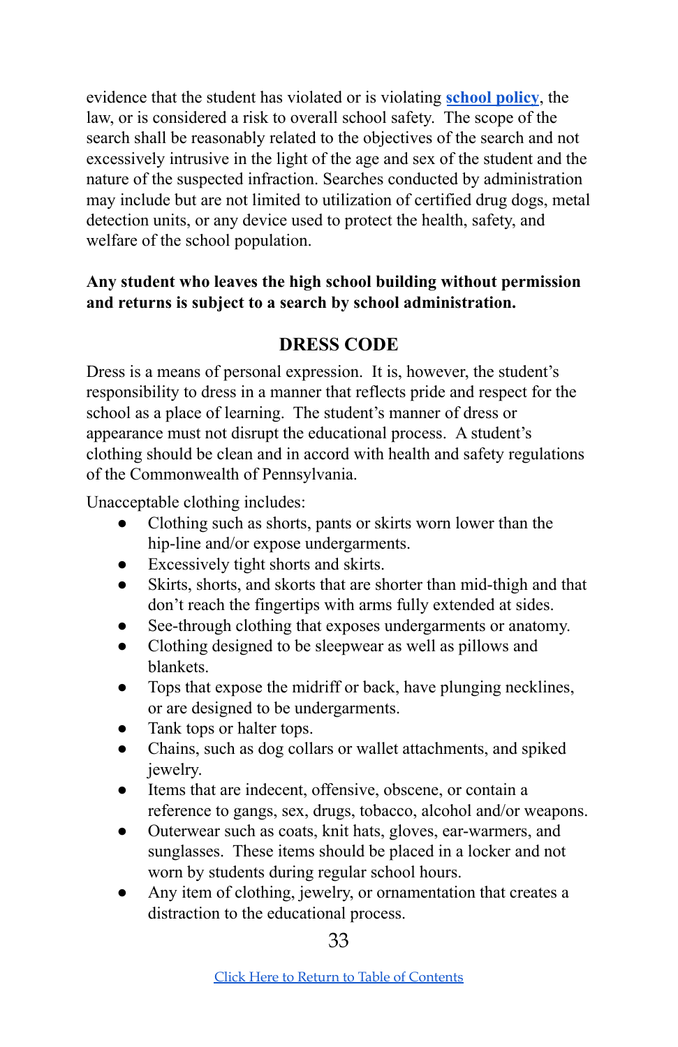evidence that the student has violated or is violating [school policy](), the law, or is considered a risk to overall school safety. The scope of the search shall be reasonably related to the objectives of the search and not excessively intrusive in the light of the age and sex of the student and the nature of the suspected infraction. Searches conducted by administration may include but are not limited to utilization of certified drug dogs, metal detection units, or any device used to protect the health, safety, and welfare of the school population.

**Any student who leaves the high school building without permission and returns is subject to a search by school administration.**

## DRESS CODE

Dress is a means of personal expression. It is, however, the student's responsibility to dress in a manner that reflects pride and respect for the school as a place of learning. The student's manner of dress or appearance must not disrupt the educational process. A student's clothing should be clean and in accord with health and safety regulations of the Commonwealth of Pennsylvania.

Unacceptable clothing includes:

- Clothing such as shorts, pants or skirts worn lower than the hip-line and/or expose undergarments.
- Excessively tight shorts and skirts.
- Skirts, shorts, and skorts that are shorter than mid-thigh and that don't reach the fingertips with arms fully extended at sides.
- See-through clothing that exposes undergarments or anatomy.
- Clothing designed to be sleepwear as well as pillows and blankets.
- Tops that expose the midriff or back, have plunging necklines, or are designed to be undergarments.
- Tank tops or halter tops.
- Chains, such as dog collars or wallet attachments, and spiked jewelry.
- Items that are indecent, offensive, obscene, or contain a reference to gangs, sex, drugs, tobacco, alcohol and/or weapons.
- Outerwear such as coats, knit hats, gloves, ear-warmers, and sunglasses. These items should be placed in a locker and not worn by students during regular school hours.
- Any item of clothing, jewelry, or ornamentation that creates a distraction to the educational process.

[Click Here to Return to Table of Contents]()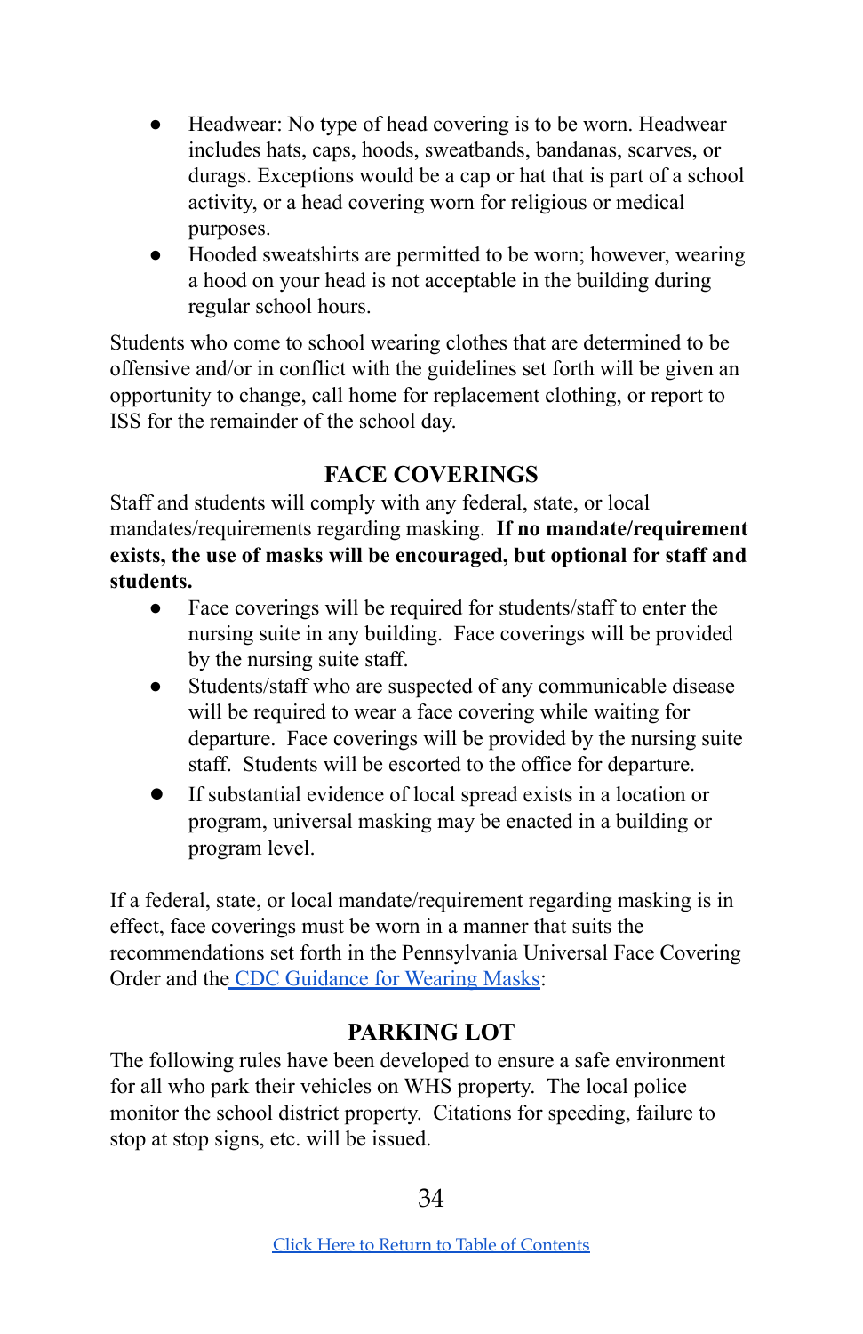- Headwear: No type of head covering is to be worn. Headwear includes hats, caps, hoods, sweatbands, bandanas, scarves, or durags. Exceptions would be a cap or hat that is part of a school activity, or a head covering worn for religious or medical purposes.
- Hooded sweatshirts are permitted to be worn; however, wearing a hood on your head is not acceptable in the building during regular school hours.

Students who come to school wearing clothes that are determined to be offensive and/or in conflict with the guidelines set forth will be given an opportunity to change, call home for replacement clothing, or report to ISS for the remainder of the school day.

## FACE COVERINGS

Staff and students will comply with any federal, state, or local mandates/requirements regarding masking. **If no mandate/requirement exists, the use of masks will be encouraged, but optional for staff and students.**

- Face coverings will be required for students/staff to enter the nursing suite in any building. Face coverings will be provided by the nursing suite staff.
- Students/staff who are suspected of any communicable disease will be required to wear a face covering while waiting for departure. Face coverings will be provided by the nursing suite staff. Students will be escorted to the office for departure.
- If substantial evidence of local spread exists in a location or program, universal masking may be enacted in a building or program level.

If a federal, state, or local mandate/requirement regarding masking is in effect, face coverings must be worn in a manner that suits the recommendations set forth in the Pennsylvania Universal Face Covering Order and the CDC Guidance for Wearing Masks:

## PARKING LOT

The following rules have been developed to ensure a safe environment for all who park their vehicles on WHS property. The local police monitor the school district property. Citations for speeding, failure to stop at stop signs, etc. will be issued.

Click Here to Return to Table of Contents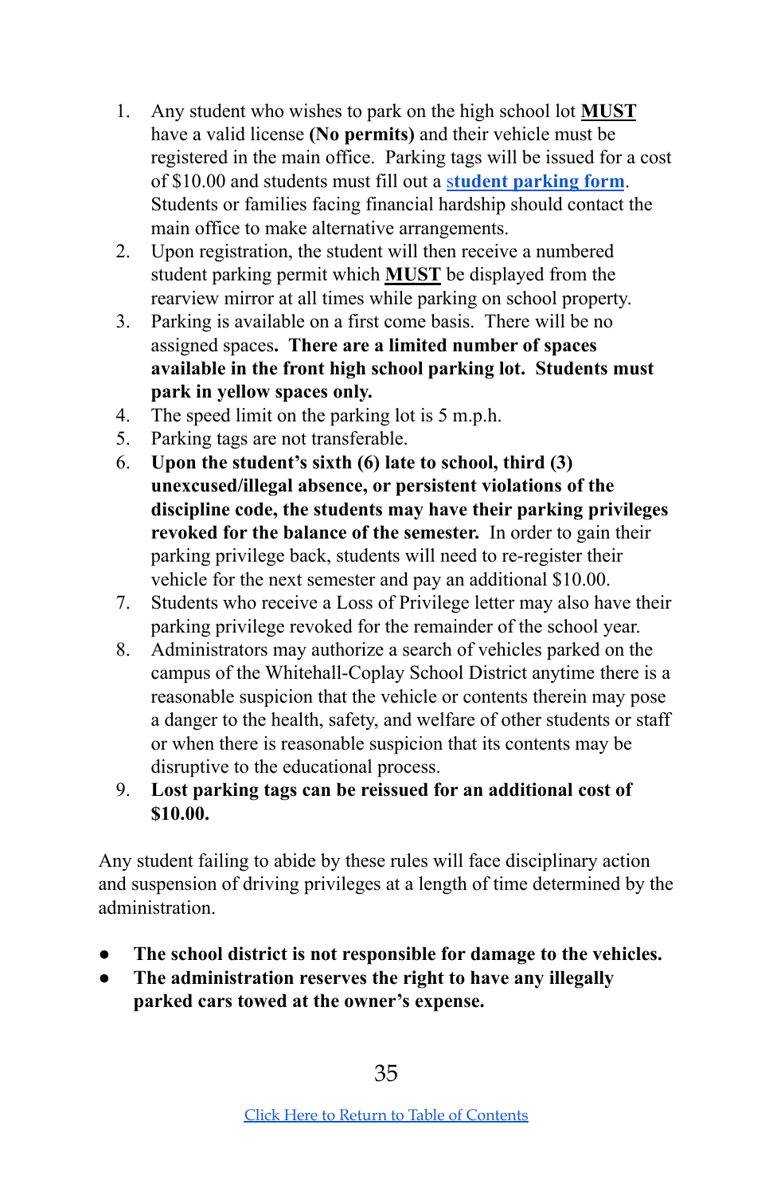1. Any student who wishes to park on the high school lot **MUST** have a valid license **(No permits)** and their vehicle must be registered in the main office. Parking tags will be issued for a cost of $10.00 and students must fill out a **student parking form**. Students or families facing financial hardship should contact the main office to make alternative arrangements.
2. Upon registration, the student will then receive a numbered student parking permit which **MUST** be displayed from the rearview mirror at all times while parking on school property.
3. Parking is available on a first come basis. There will be no assigned spaces**. There are a limited number of spaces available in the front high school parking lot. Students must park in yellow spaces only.**
4. The speed limit on the parking lot is 5 m.p.h.
5. Parking tags are not transferable.
6. **Upon the student's sixth (6) late to school, third (3) unexcused/illegal absence, or persistent violations of the discipline code, the students may have their parking privileges revoked for the balance of the semester.** In order to gain their parking privilege back, students will need to re-register their vehicle for the next semester and pay an additional $10.00.
7. Students who receive a Loss of Privilege letter may also have their parking privilege revoked for the remainder of the school year.
8. Administrators may authorize a search of vehicles parked on the campus of the Whitehall-Coplay School District anytime there is a reasonable suspicion that the vehicle or contents therein may pose a danger to the health, safety, and welfare of other students or staff or when there is reasonable suspicion that its contents may be disruptive to the educational process.
9. **Lost parking tags can be reissued for an additional cost of $10.00.**

Any student failing to abide by these rules will face disciplinary action and suspension of driving privileges at a length of time determined by the administration.

- **The school district is not responsible for damage to the vehicles.**
- **The administration reserves the right to have any illegally parked cars towed at the owner's expense.**

Click Here to Return to Table of Contents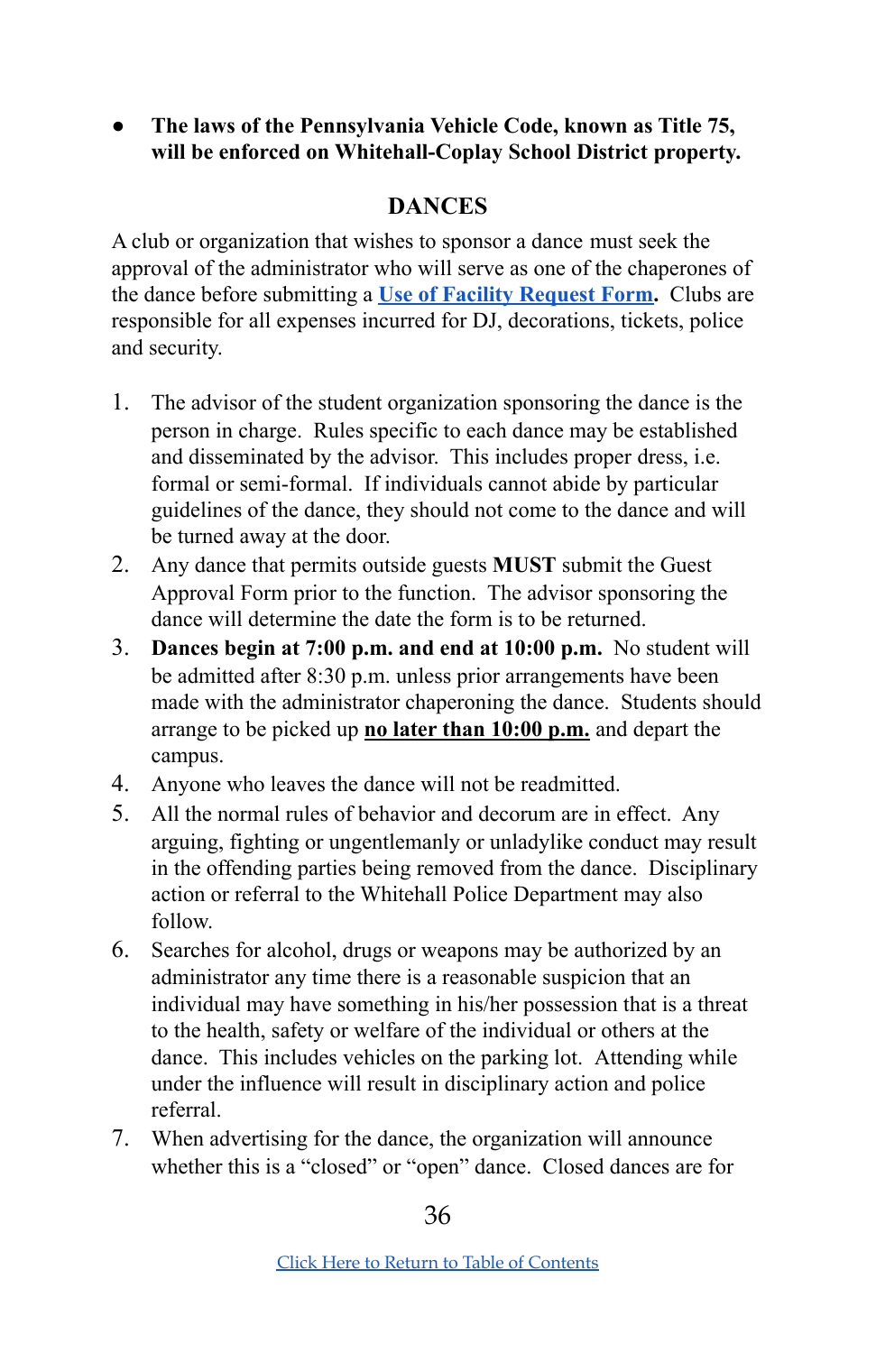- **The laws of the Pennsylvania Vehicle Code, known as Title 75, will be enforced on Whitehall-Coplay School District property.**

## DANCES

A club or organization that wishes to sponsor a dance must seek the approval of the administrator who will serve as one of the chaperones of the dance before submitting a **Use of Facility Request Form**. Clubs are responsible for all expenses incurred for DJ, decorations, tickets, police and security.

1. The advisor of the student organization sponsoring the dance is the person in charge. Rules specific to each dance may be established and disseminated by the advisor. This includes proper dress, i.e. formal or semi-formal. If individuals cannot abide by particular guidelines of the dance, they should not come to the dance and will be turned away at the door.
2. Any dance that permits outside guests **MUST** submit the Guest Approval Form prior to the function. The advisor sponsoring the dance will determine the date the form is to be returned.
3. **Dances begin at 7:00 p.m. and end at 10:00 p.m.** No student will be admitted after 8:30 p.m. unless prior arrangements have been made with the administrator chaperoning the dance. Students should arrange to be picked up **no later than 10:00 p.m.** and depart the campus.
4. Anyone who leaves the dance will not be readmitted.
5. All the normal rules of behavior and decorum are in effect. Any arguing, fighting or ungentlemanly or unladylike conduct may result in the offending parties being removed from the dance. Disciplinary action or referral to the Whitehall Police Department may also follow.
6. Searches for alcohol, drugs or weapons may be authorized by an administrator any time there is a reasonable suspicion that an individual may have something in his/her possession that is a threat to the health, safety or welfare of the individual or others at the dance. This includes vehicles on the parking lot. Attending while under the influence will result in disciplinary action and police referral.
7. When advertising for the dance, the organization will announce whether this is a "closed" or "open" dance. Closed dances are for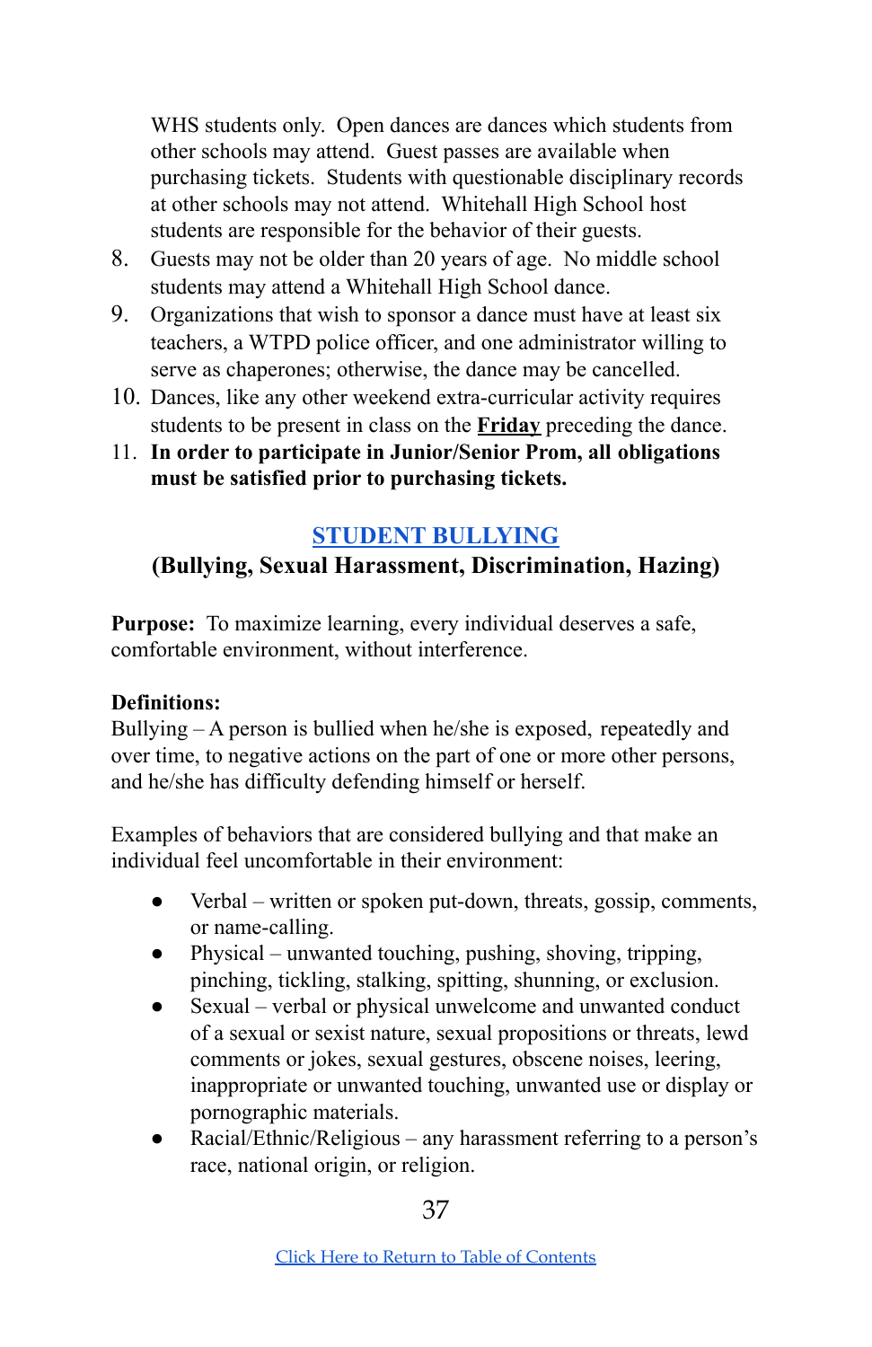WHS students only. Open dances are dances which students from other schools may attend. Guest passes are available when purchasing tickets. Students with questionable disciplinary records at other schools may not attend. Whitehall High School host students are responsible for the behavior of their guests.

8. Guests may not be older than 20 years of age. No middle school students may attend a Whitehall High School dance.
9. Organizations that wish to sponsor a dance must have at least six teachers, a WTPD police officer, and one administrator willing to serve as chaperones; otherwise, the dance may be cancelled.
10. Dances, like any other weekend extra-curricular activity requires students to be present in class on the **Friday** preceding the dance.
11. **In order to participate in Junior/Senior Prom, all obligations must be satisfied prior to purchasing tickets.**

## STUDENT BULLYING

### (Bullying, Sexual Harassment, Discrimination, Hazing)

**Purpose:** To maximize learning, every individual deserves a safe, comfortable environment, without interference.

**Definitions:**
Bullying – A person is bullied when he/she is exposed, repeatedly and over time, to negative actions on the part of one or more other persons, and he/she has difficulty defending himself or herself.

Examples of behaviors that are considered bullying and that make an individual feel uncomfortable in their environment:

- Verbal – written or spoken put-down, threats, gossip, comments, or name-calling.
- Physical – unwanted touching, pushing, shoving, tripping, pinching, tickling, stalking, spitting, shunning, or exclusion.
- Sexual – verbal or physical unwelcome and unwanted conduct of a sexual or sexist nature, sexual propositions or threats, lewd comments or jokes, sexual gestures, obscene noises, leering, inappropriate or unwanted touching, unwanted use or display or pornographic materials.
- Racial/Ethnic/Religious – any harassment referring to a person's race, national origin, or religion.

Click Here to Return to Table of Contents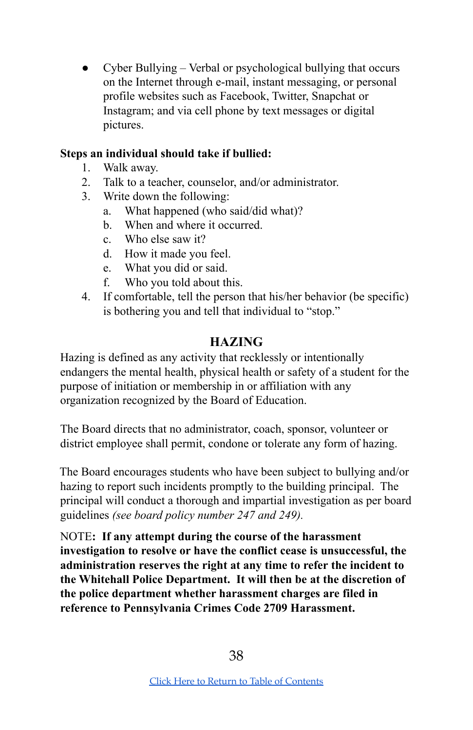- Cyber Bullying – Verbal or psychological bullying that occurs on the Internet through e-mail, instant messaging, or personal profile websites such as Facebook, Twitter, Snapchat or Instagram; and via cell phone by text messages or digital pictures.

**Steps an individual should take if bullied:**

1. Walk away.
2. Talk to a teacher, counselor, and/or administrator.
3. Write down the following:
   a. What happened (who said/did what)?
   b. When and where it occurred.
   c. Who else saw it?
   d. How it made you feel.
   e. What you did or said.
   f. Who you told about this.
4. If comfortable, tell the person that his/her behavior (be specific) is bothering you and tell that individual to "stop."

## HAZING

Hazing is defined as any activity that recklessly or intentionally endangers the mental health, physical health or safety of a student for the purpose of initiation or membership in or affiliation with any organization recognized by the Board of Education.

The Board directs that no administrator, coach, sponsor, volunteer or district employee shall permit, condone or tolerate any form of hazing.

The Board encourages students who have been subject to bullying and/or hazing to report such incidents promptly to the building principal. The principal will conduct a thorough and impartial investigation as per board guidelines *(see board policy number 247 and 249).*

NOTE**: If any attempt during the course of the harassment investigation to resolve or have the conflict cease is unsuccessful, the administration reserves the right at any time to refer the incident to the Whitehall Police Department. It will then be at the discretion of the police department whether harassment charges are filed in reference to Pennsylvania Crimes Code 2709 Harassment.**

Click Here to Return to Table of Contents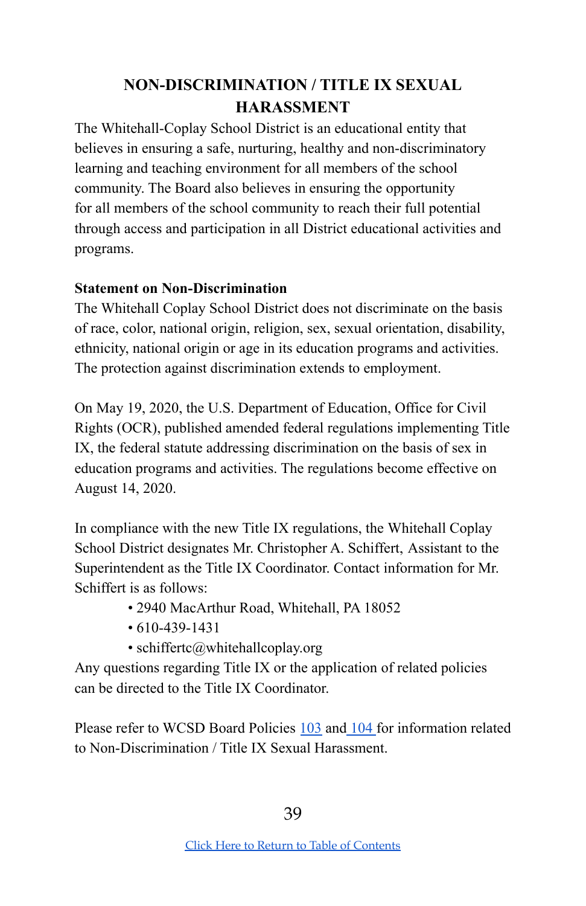# NON-DISCRIMINATION / TITLE IX SEXUAL HARASSMENT

The Whitehall-Coplay School District is an educational entity that believes in ensuring a safe, nurturing, healthy and non-discriminatory learning and teaching environment for all members of the school community. The Board also believes in ensuring the opportunity for all members of the school community to reach their full potential through access and participation in all District educational activities and programs.

**Statement on Non-Discrimination**

The Whitehall Coplay School District does not discriminate on the basis of race, color, national origin, religion, sex, sexual orientation, disability, ethnicity, national origin or age in its education programs and activities. The protection against discrimination extends to employment.

On May 19, 2020, the U.S. Department of Education, Office for Civil Rights (OCR), published amended federal regulations implementing Title IX, the federal statute addressing discrimination on the basis of sex in education programs and activities. The regulations become effective on August 14, 2020.

In compliance with the new Title IX regulations, the Whitehall Coplay School District designates Mr. Christopher A. Schiffert, Assistant to the Superintendent as the Title IX Coordinator. Contact information for Mr. Schiffert is as follows:

- 2940 MacArthur Road, Whitehall, PA 18052
- 610-439-1431
- schiffertc@whitehallcoplay.org

Any questions regarding Title IX or the application of related policies can be directed to the Title IX Coordinator.

Please refer to WCSD Board Policies 103 and 104 for information related to Non-Discrimination / Title IX Sexual Harassment.

Click Here to Return to Table of Contents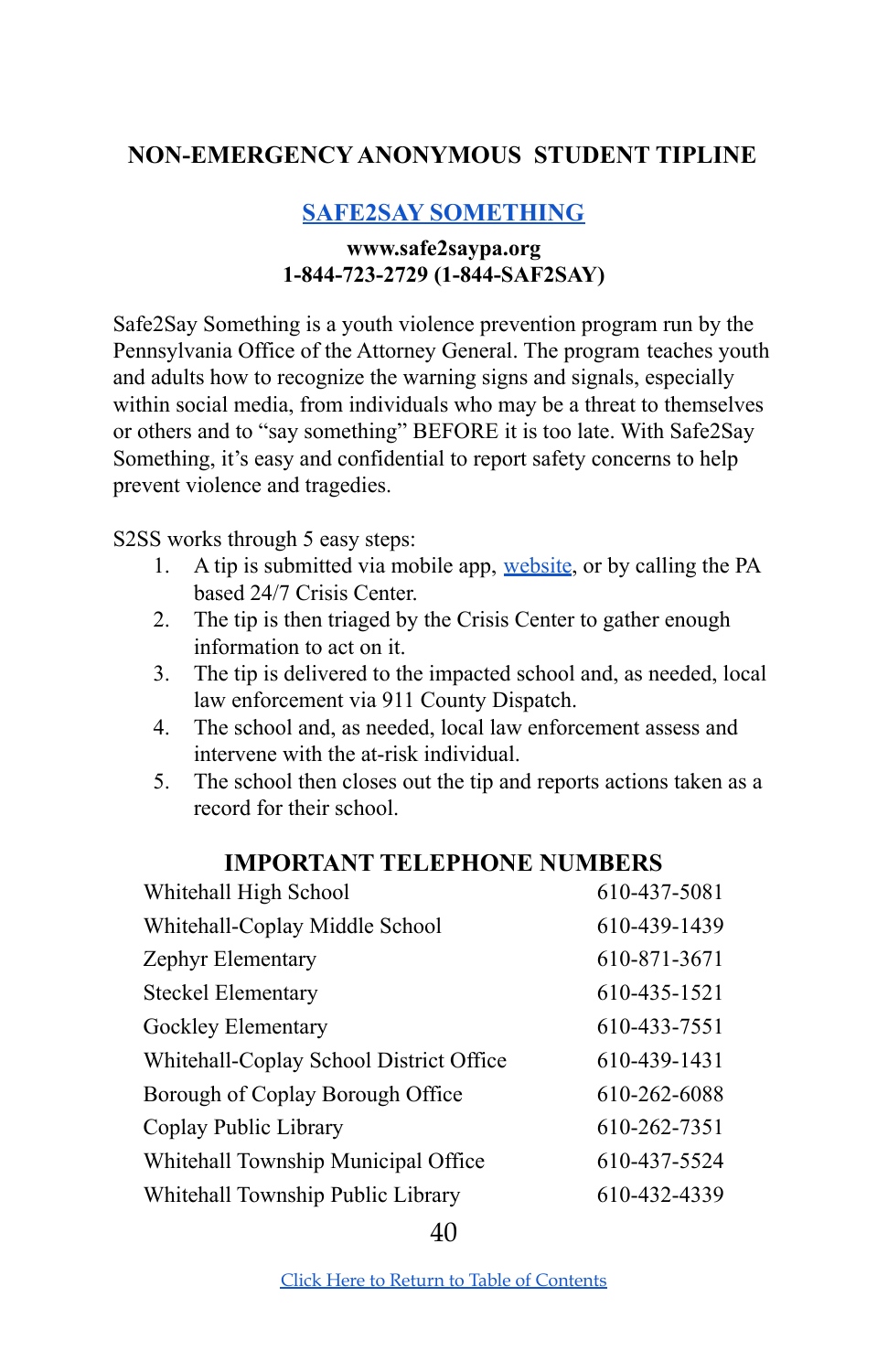## NON-EMERGENCY ANONYMOUS STUDENT TIPLINE

### SAFE2SAY SOMETHING

**www.safe2saypa.org**
**1-844-723-2729 (1-844-SAF2SAY)**

Safe2Say Something is a youth violence prevention program run by the Pennsylvania Office of the Attorney General. The program teaches youth and adults how to recognize the warning signs and signals, especially within social media, from individuals who may be a threat to themselves or others and to "say something" BEFORE it is too late. With Safe2Say Something, it's easy and confidential to report safety concerns to help prevent violence and tragedies.

S2SS works through 5 easy steps:

1. A tip is submitted via mobile app, website, or by calling the PA based 24/7 Crisis Center.
2. The tip is then triaged by the Crisis Center to gather enough information to act on it.
3. The tip is delivered to the impacted school and, as needed, local law enforcement via 911 County Dispatch.
4. The school and, as needed, local law enforcement assess and intervene with the at-risk individual.
5. The school then closes out the tip and reports actions taken as a record for their school.

### IMPORTANT TELEPHONE NUMBERS

| | |
|---|---|
| Whitehall High School | 610-437-5081 |
| Whitehall-Coplay Middle School | 610-439-1439 |
| Zephyr Elementary | 610-871-3671 |
| Steckel Elementary | 610-435-1521 |
| Gockley Elementary | 610-433-7551 |
| Whitehall-Coplay School District Office | 610-439-1431 |
| Borough of Coplay Borough Office | 610-262-6088 |
| Coplay Public Library | 610-262-7351 |
| Whitehall Township Municipal Office | 610-437-5524 |
| Whitehall Township Public Library | 610-432-4339 |

Click Here to Return to Table of Contents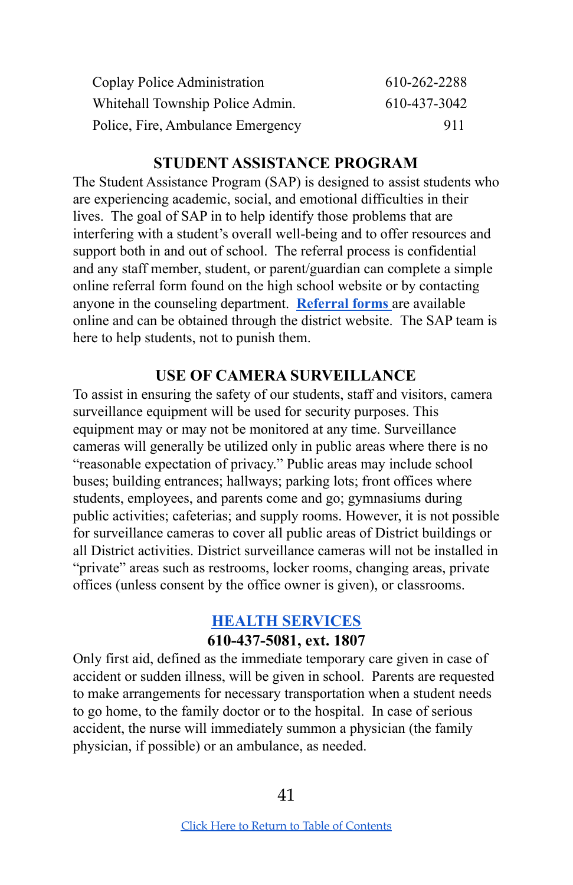| | |
|---|---|
| Coplay Police Administration | 610-262-2288 |
| Whitehall Township Police Admin. | 610-437-3042 |
| Police, Fire, Ambulance Emergency | 911 |

## STUDENT ASSISTANCE PROGRAM

The Student Assistance Program (SAP) is designed to assist students who are experiencing academic, social, and emotional difficulties in their lives. The goal of SAP in to help identify those problems that are interfering with a student's overall well-being and to offer resources and support both in and out of school. The referral process is confidential and any staff member, student, or parent/guardian can complete a simple online referral form found on the high school website or by contacting anyone in the counseling department. **Referral forms** are available online and can be obtained through the district website. The SAP team is here to help students, not to punish them.

## USE OF CAMERA SURVEILLANCE

To assist in ensuring the safety of our students, staff and visitors, camera surveillance equipment will be used for security purposes. This equipment may or may not be monitored at any time. Surveillance cameras will generally be utilized only in public areas where there is no "reasonable expectation of privacy." Public areas may include school buses; building entrances; hallways; parking lots; front offices where students, employees, and parents come and go; gymnasiums during public activities; cafeterias; and supply rooms. However, it is not possible for surveillance cameras to cover all public areas of District buildings or all District activities. District surveillance cameras will not be installed in "private" areas such as restrooms, locker rooms, changing areas, private offices (unless consent by the office owner is given), or classrooms.

## HEALTH SERVICES

**610-437-5081, ext. 1807**

Only first aid, defined as the immediate temporary care given in case of accident or sudden illness, will be given in school. Parents are requested to make arrangements for necessary transportation when a student needs to go home, to the family doctor or to the hospital. In case of serious accident, the nurse will immediately summon a physician (the family physician, if possible) or an ambulance, as needed.

Click Here to Return to Table of Contents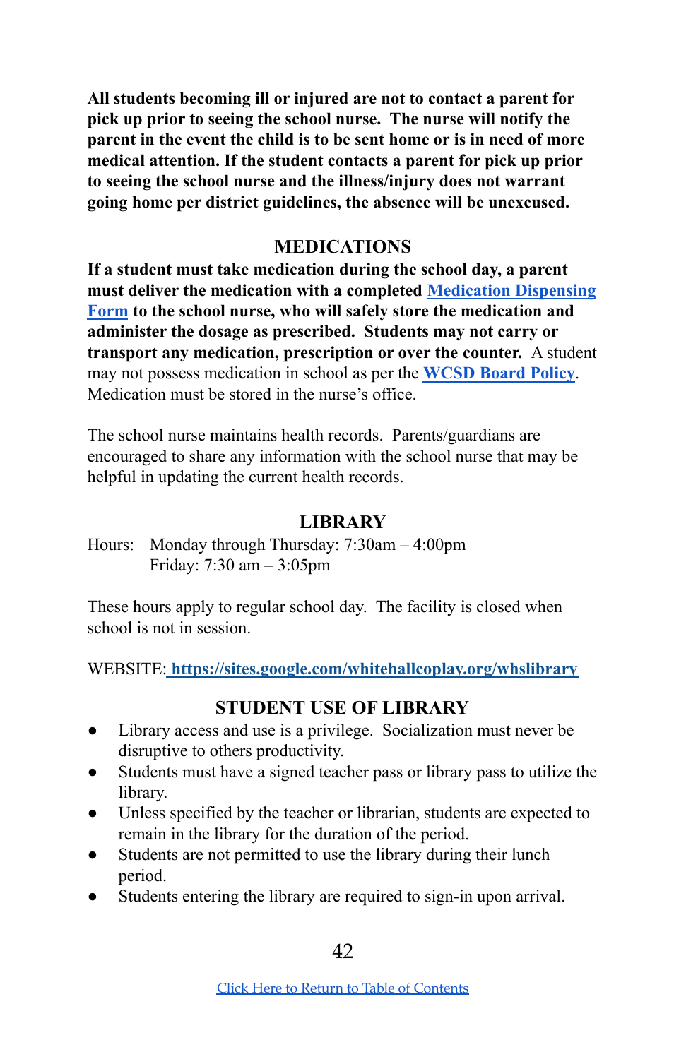**All students becoming ill or injured are not to contact a parent for pick up prior to seeing the school nurse. The nurse will notify the parent in the event the child is to be sent home or is in need of more medical attention. If the student contacts a parent for pick up prior to seeing the school nurse and the illness/injury does not warrant going home per district guidelines, the absence will be unexcused.**

## MEDICATIONS

**If a student must take medication during the school day, a parent must deliver the medication with a completed [Medication Dispensing Form](#) to the school nurse, who will safely store the medication and administer the dosage as prescribed. Students may not carry or transport any medication, prescription or over the counter.** A student may not possess medication in school as per the **[WCSD Board Policy](#)**. Medication must be stored in the nurse's office.

The school nurse maintains health records. Parents/guardians are encouraged to share any information with the school nurse that may be helpful in updating the current health records.

## LIBRARY

Hours: Monday through Thursday: 7:30am – 4:00pm
Friday: 7:30 am – 3:05pm

These hours apply to regular school day. The facility is closed when school is not in session.

WEBSITE: **[https://sites.google.com/whitehallcoplay.org/whslibrary](https://sites.google.com/whitehallcoplay.org/whslibrary)**

## STUDENT USE OF LIBRARY

- Library access and use is a privilege. Socialization must never be disruptive to others productivity.
- Students must have a signed teacher pass or library pass to utilize the library.
- Unless specified by the teacher or librarian, students are expected to remain in the library for the duration of the period.
- Students are not permitted to use the library during their lunch period.
- Students entering the library are required to sign-in upon arrival.

[Click Here to Return to Table of Contents](#)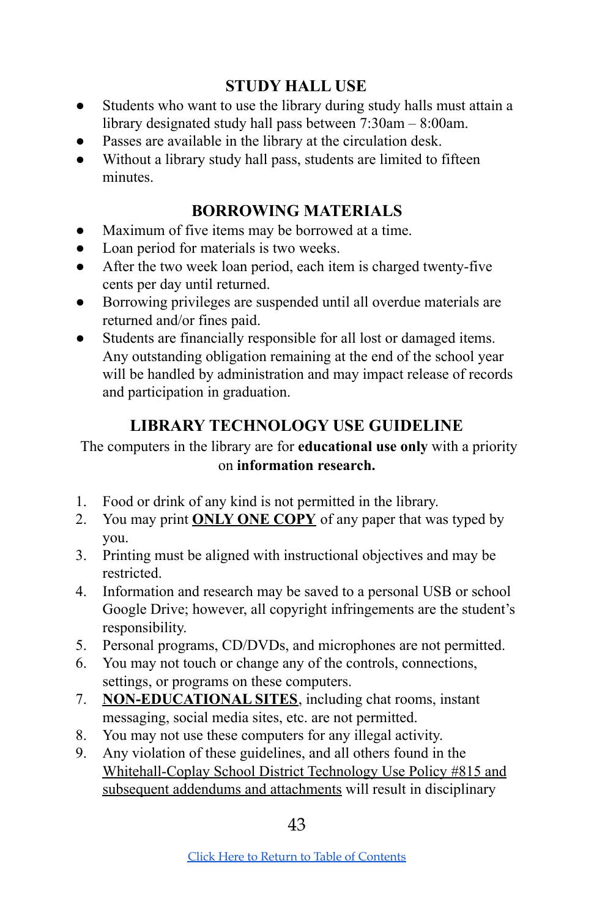## STUDY HALL USE

- Students who want to use the library during study halls must attain a library designated study hall pass between 7:30am – 8:00am.
- Passes are available in the library at the circulation desk.
- Without a library study hall pass, students are limited to fifteen minutes.

## BORROWING MATERIALS

- Maximum of five items may be borrowed at a time.
- Loan period for materials is two weeks.
- After the two week loan period, each item is charged twenty-five cents per day until returned.
- Borrowing privileges are suspended until all overdue materials are returned and/or fines paid.
- Students are financially responsible for all lost or damaged items. Any outstanding obligation remaining at the end of the school year will be handled by administration and may impact release of records and participation in graduation.

## LIBRARY TECHNOLOGY USE GUIDELINE

The computers in the library are for **educational use only** with a priority on **information research.**

1. Food or drink of any kind is not permitted in the library.
2. You may print <u>**ONLY ONE COPY**</u> of any paper that was typed by you.
3. Printing must be aligned with instructional objectives and may be restricted.
4. Information and research may be saved to a personal USB or school Google Drive; however, all copyright infringements are the student's responsibility.
5. Personal programs, CD/DVDs, and microphones are not permitted.
6. You may not touch or change any of the controls, connections, settings, or programs on these computers.
7. <u>**NON-EDUCATIONAL SITES**</u>, including chat rooms, instant messaging, social media sites, etc. are not permitted.
8. You may not use these computers for any illegal activity.
9. Any violation of these guidelines, and all others found in the <u>Whitehall-Coplay School District Technology Use Policy #815 and subsequent addendums and attachments</u> will result in disciplinary

[Click Here to Return to Table of Contents]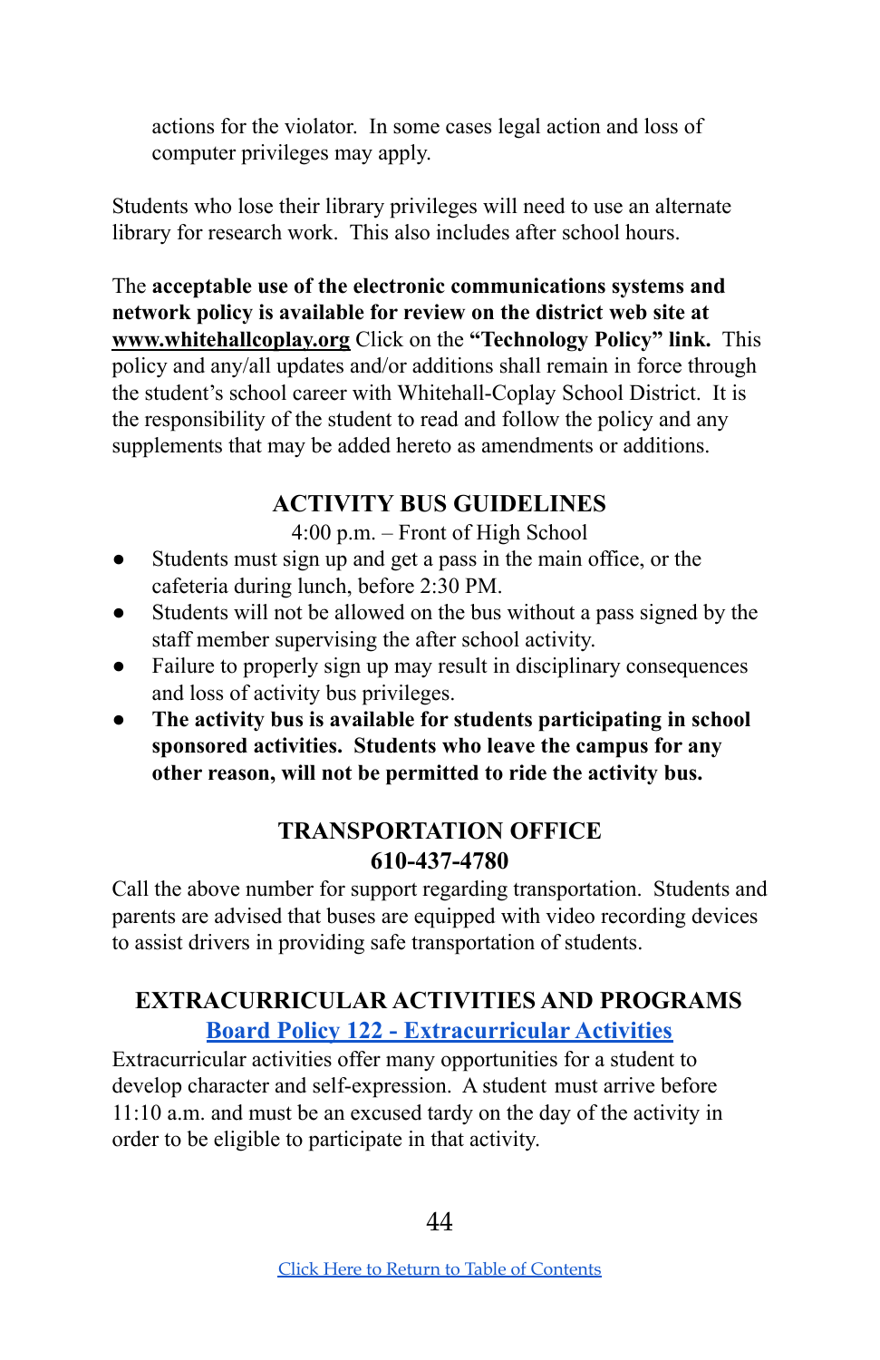actions for the violator. In some cases legal action and loss of computer privileges may apply.

Students who lose their library privileges will need to use an alternate library for research work. This also includes after school hours.

The **acceptable use of the electronic communications systems and network policy is available for review on the district web site at [www.whitehallcoplay.org](http://www.whitehallcoplay.org)** Click on the **"Technology Policy" link.** This policy and any/all updates and/or additions shall remain in force through the student's school career with Whitehall-Coplay School District. It is the responsibility of the student to read and follow the policy and any supplements that may be added hereto as amendments or additions.

## ACTIVITY BUS GUIDELINES

4:00 p.m. – Front of High School

- Students must sign up and get a pass in the main office, or the cafeteria during lunch, before 2:30 PM.
- Students will not be allowed on the bus without a pass signed by the staff member supervising the after school activity.
- Failure to properly sign up may result in disciplinary consequences and loss of activity bus privileges.
- **The activity bus is available for students participating in school sponsored activities. Students who leave the campus for any other reason, will not be permitted to ride the activity bus.**

## TRANSPORTATION OFFICE
## 610-437-4780

Call the above number for support regarding transportation. Students and parents are advised that buses are equipped with video recording devices to assist drivers in providing safe transportation of students.

## EXTRACURRICULAR ACTIVITIES AND PROGRAMS

**Board Policy 122 - Extracurricular Activities**

Extracurricular activities offer many opportunities for a student to develop character and self-expression. A student must arrive before 11:10 a.m. and must be an excused tardy on the day of the activity in order to be eligible to participate in that activity.

Click Here to Return to Table of Contents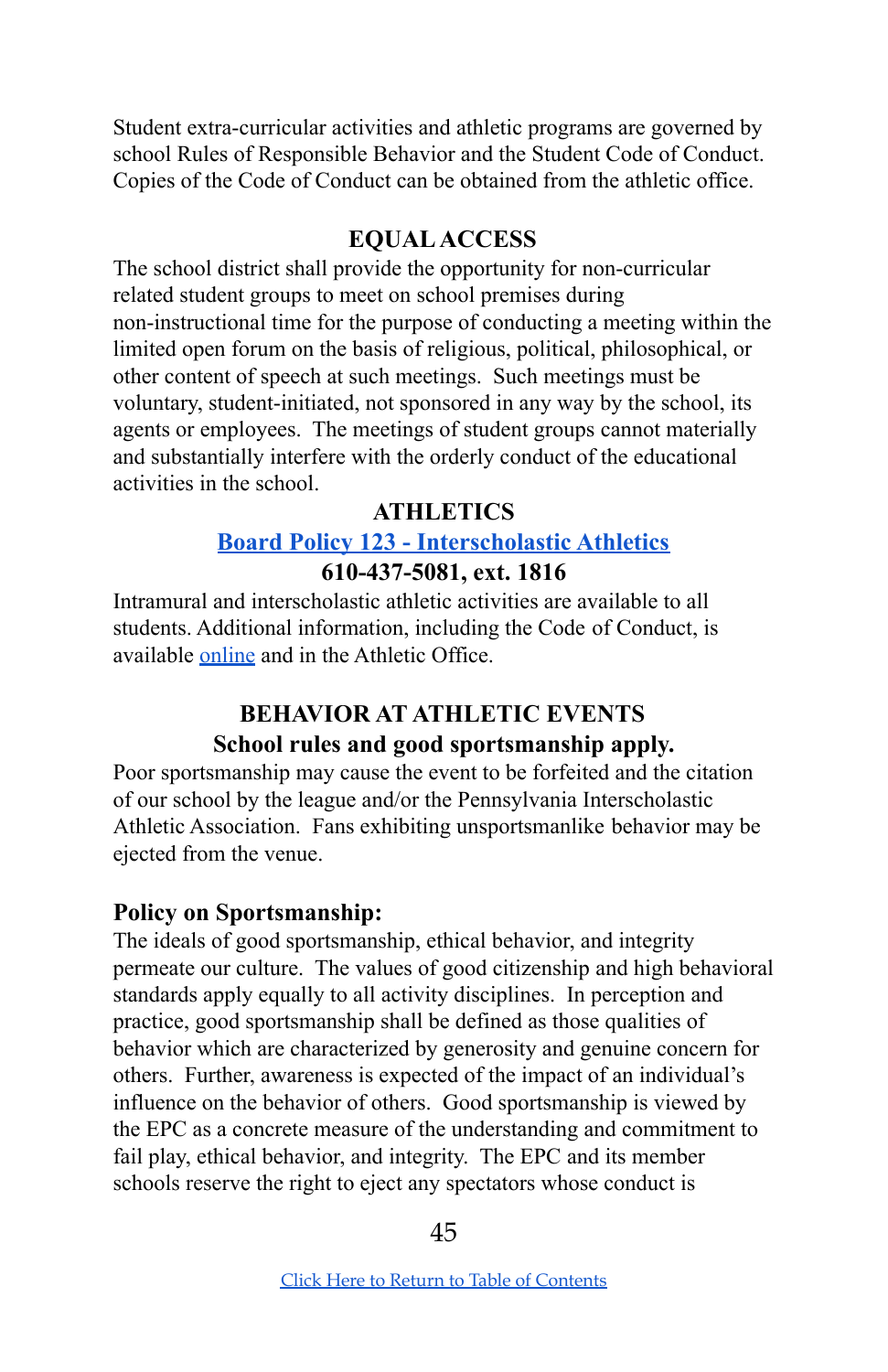Student extra-curricular activities and athletic programs are governed by school Rules of Responsible Behavior and the Student Code of Conduct. Copies of the Code of Conduct can be obtained from the athletic office.

## EQUAL ACCESS

The school district shall provide the opportunity for non-curricular related student groups to meet on school premises during non-instructional time for the purpose of conducting a meeting within the limited open forum on the basis of religious, political, philosophical, or other content of speech at such meetings. Such meetings must be voluntary, student-initiated, not sponsored in any way by the school, its agents or employees. The meetings of student groups cannot materially and substantially interfere with the orderly conduct of the educational activities in the school.

## ATHLETICS

**Board Policy 123 - Interscholastic Athletics**

**610-437-5081, ext. 1816**

Intramural and interscholastic athletic activities are available to all students. Additional information, including the Code of Conduct, is available online and in the Athletic Office.

## BEHAVIOR AT ATHLETIC EVENTS

**School rules and good sportsmanship apply.**

Poor sportsmanship may cause the event to be forfeited and the citation of our school by the league and/or the Pennsylvania Interscholastic Athletic Association. Fans exhibiting unsportsmanlike behavior may be ejected from the venue.

### Policy on Sportsmanship:

The ideals of good sportsmanship, ethical behavior, and integrity permeate our culture. The values of good citizenship and high behavioral standards apply equally to all activity disciplines. In perception and practice, good sportsmanship shall be defined as those qualities of behavior which are characterized by generosity and genuine concern for others. Further, awareness is expected of the impact of an individual's influence on the behavior of others. Good sportsmanship is viewed by the EPC as a concrete measure of the understanding and commitment to fail play, ethical behavior, and integrity. The EPC and its member schools reserve the right to eject any spectators whose conduct is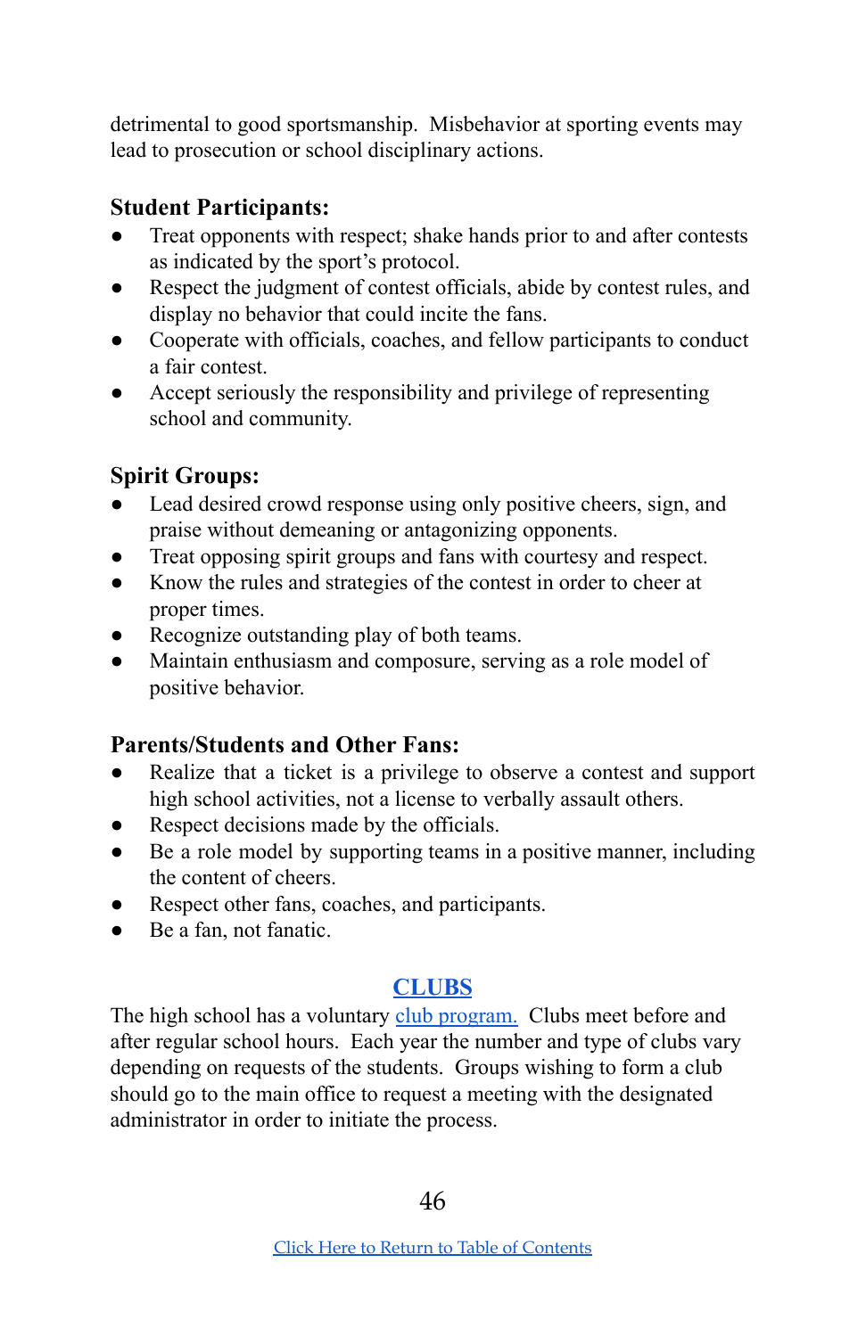detrimental to good sportsmanship. Misbehavior at sporting events may lead to prosecution or school disciplinary actions.

**Student Participants:**

- Treat opponents with respect; shake hands prior to and after contests as indicated by the sport's protocol.
- Respect the judgment of contest officials, abide by contest rules, and display no behavior that could incite the fans.
- Cooperate with officials, coaches, and fellow participants to conduct a fair contest.
- Accept seriously the responsibility and privilege of representing school and community.

**Spirit Groups:**

- Lead desired crowd response using only positive cheers, sign, and praise without demeaning or antagonizing opponents.
- Treat opposing spirit groups and fans with courtesy and respect.
- Know the rules and strategies of the contest in order to cheer at proper times.
- Recognize outstanding play of both teams.
- Maintain enthusiasm and composure, serving as a role model of positive behavior.

**Parents/Students and Other Fans:**

- Realize that a ticket is a privilege to observe a contest and support high school activities, not a license to verbally assault others.
- Respect decisions made by the officials.
- Be a role model by supporting teams in a positive manner, including the content of cheers.
- Respect other fans, coaches, and participants.
- Be a fan, not fanatic.

## CLUBS

The high school has a voluntary club program. Clubs meet before and after regular school hours. Each year the number and type of clubs vary depending on requests of the students. Groups wishing to form a club should go to the main office to request a meeting with the designated administrator in order to initiate the process.

Click Here to Return to Table of Contents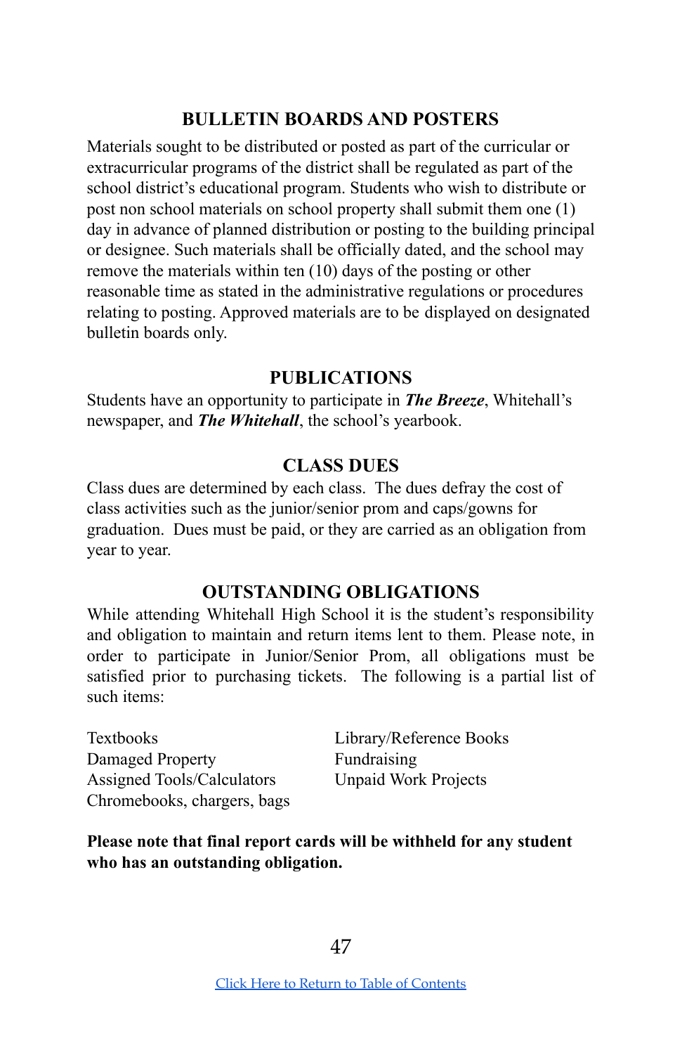## BULLETIN BOARDS AND POSTERS

Materials sought to be distributed or posted as part of the curricular or extracurricular programs of the district shall be regulated as part of the school district's educational program. Students who wish to distribute or post non school materials on school property shall submit them one (1) day in advance of planned distribution or posting to the building principal or designee. Such materials shall be officially dated, and the school may remove the materials within ten (10) days of the posting or other reasonable time as stated in the administrative regulations or procedures relating to posting. Approved materials are to be displayed on designated bulletin boards only.

## PUBLICATIONS

Students have an opportunity to participate in ***The Breeze***, Whitehall's newspaper, and ***The Whitehall***, the school's yearbook.

## CLASS DUES

Class dues are determined by each class. The dues defray the cost of class activities such as the junior/senior prom and caps/gowns for graduation. Dues must be paid, or they are carried as an obligation from year to year.

## OUTSTANDING OBLIGATIONS

While attending Whitehall High School it is the student's responsibility and obligation to maintain and return items lent to them. Please note, in order to participate in Junior/Senior Prom, all obligations must be satisfied prior to purchasing tickets. The following is a partial list of such items:

- Textbooks
- Damaged Property
- Assigned Tools/Calculators
- Chromebooks, chargers, bags
- Library/Reference Books
- Fundraising
- Unpaid Work Projects

**Please note that final report cards will be withheld for any student who has an outstanding obligation.**

[Click Here to Return to Table of Contents]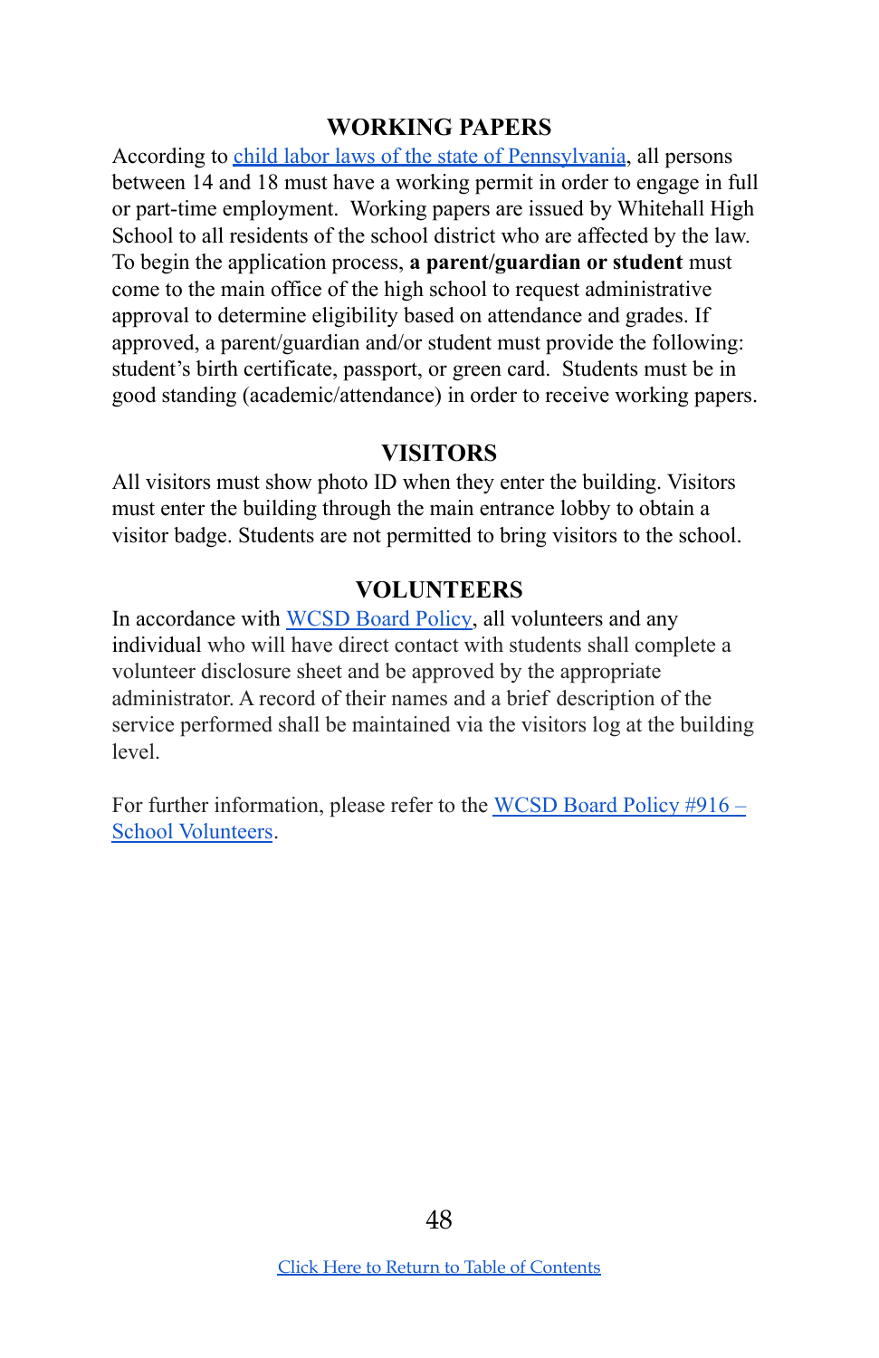## WORKING PAPERS

According to child labor laws of the state of Pennsylvania, all persons between 14 and 18 must have a working permit in order to engage in full or part-time employment. Working papers are issued by Whitehall High School to all residents of the school district who are affected by the law. To begin the application process, **a parent/guardian or student** must come to the main office of the high school to request administrative approval to determine eligibility based on attendance and grades. If approved, a parent/guardian and/or student must provide the following: student's birth certificate, passport, or green card. Students must be in good standing (academic/attendance) in order to receive working papers.

## VISITORS

All visitors must show photo ID when they enter the building. Visitors must enter the building through the main entrance lobby to obtain a visitor badge. Students are not permitted to bring visitors to the school.

## VOLUNTEERS

In accordance with WCSD Board Policy, all volunteers and any individual who will have direct contact with students shall complete a volunteer disclosure sheet and be approved by the appropriate administrator. A record of their names and a brief description of the service performed shall be maintained via the visitors log at the building level.

For further information, please refer to the WCSD Board Policy #916 – School Volunteers.

Click Here to Return to Table of Contents